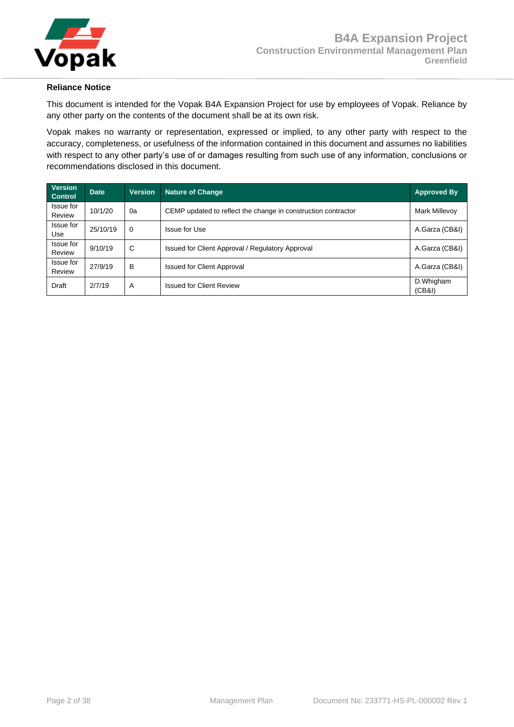**Reliance Notice**

This document is intended for the Vopak B4A Expansion Project for use by employees of Vopak. Reliance by any other party on the contents of the document shall be at its own risk.

Vopak makes no warranty or representation, expressed or implied, to any other party with respect to the accuracy, completeness, or usefulness of the information contained in this document and assumes no liabilities with respect to any other party's use of or damages resulting from such use of any information, conclusions or recommendations disclosed in this document.

| Version Control | Date | Version | Nature of Change | Approved By |
|---|---|---|---|---|
| Issue for Review | 10/1/20 | 0a | CEMP updated to reflect the change in construction contractor | Mark Millevoy |
| Issue for Use | 25/10/19 | 0 | Issue for Use | A.Garza (CB&I) |
| Issue for Review | 9/10/19 | C | Issued for Client Approval / Regulatory Approval | A.Garza (CB&I) |
| Issue for Review | 27/9/19 | B | Issued for Client Approval | A.Garza (CB&I) |
| Draft | 2/7/19 | A | Issued for Client Review | D.Whigham (CB&I) |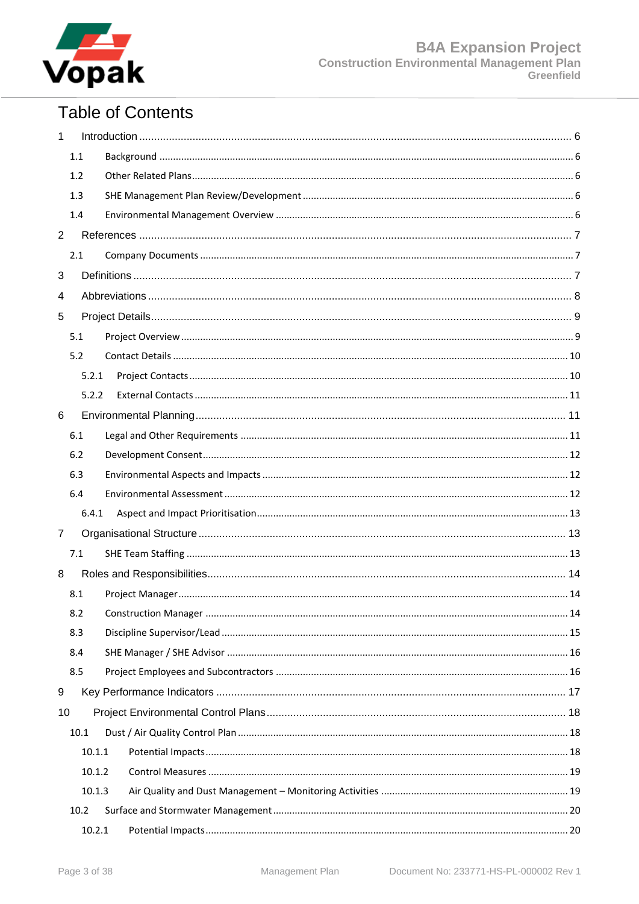# Table of Contents

1 Introduction ........................................................................................................................................ 6

1.1 Background ....................................................................................................................................... 6

1.2 Other Related Plans.......................................................................................................................... 6

1.3 SHE Management Plan Review/Development .................................................................................. 6

1.4 Environmental Management Overview ............................................................................................ 6

2 References ........................................................................................................................................ 7

2.1 Company Documents ....................................................................................................................... 7

3 Definitions ......................................................................................................................................... 7

4 Abbreviations ..................................................................................................................................... 8

5 Project Details..................................................................................................................................... 9

5.1 Project Overview .............................................................................................................................. 9

5.2 Contact Details ............................................................................................................................... 10

5.2.1 Project Contacts ......................................................................................................................... 10

5.2.2 External Contacts ....................................................................................................................... 11

6 Environmental Planning.................................................................................................................... 11

6.1 Legal and Other Requirements ....................................................................................................... 11

6.2 Development Consent..................................................................................................................... 12

6.3 Environmental Aspects and Impacts ............................................................................................... 12

6.4 Environmental Assessment ............................................................................................................. 12

6.4.1 Aspect and Impact Prioritisation................................................................................................ 13

7 Organisational Structure .................................................................................................................. 13

7.1 SHE Team Staffing .......................................................................................................................... 13

8 Roles and Responsibilities................................................................................................................. 14

8.1 Project Manager.............................................................................................................................. 14

8.2 Construction Manager .................................................................................................................... 14

8.3 Discipline Supervisor/Lead ............................................................................................................. 15

8.4 SHE Manager / SHE Advisor ............................................................................................................ 16

8.5 Project Employees and Subcontractors .......................................................................................... 16

9 Key Performance Indicators ............................................................................................................. 17

10 Project Environmental Control Plans............................................................................................... 18

10.1 Dust / Air Quality Control Plan ...................................................................................................... 18

10.1.1 Potential Impacts...................................................................................................................... 18

10.1.2 Control Measures ..................................................................................................................... 19

10.1.3 Air Quality and Dust Management – Monitoring Activities ..................................................... 19

10.2 Surface and Stormwater Management........................................................................................... 20

10.2.1 Potential Impacts...................................................................................................................... 20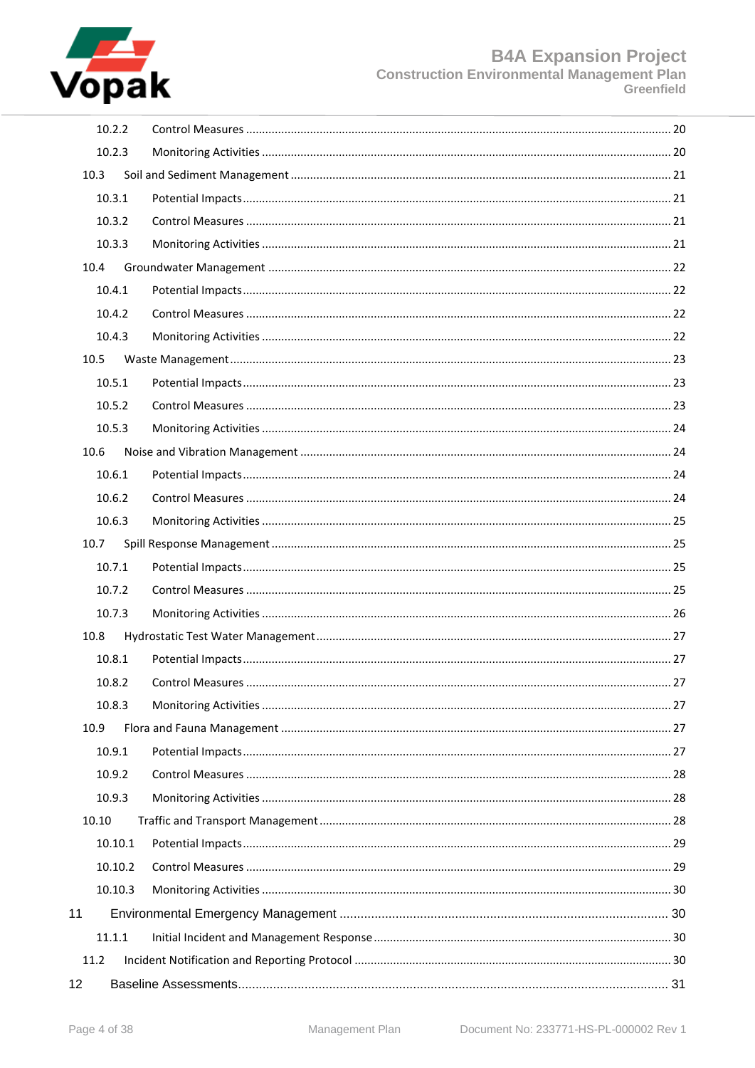10.2.2 Control Measures ........................................................................................................ 20

10.2.3 Monitoring Activities ................................................................................................... 20

10.3 Soil and Sediment Management ........................................................................................ 21

10.3.1 Potential Impacts ......................................................................................................... 21

10.3.2 Control Measures ........................................................................................................ 21

10.3.3 Monitoring Activities ................................................................................................... 21

10.4 Groundwater Management ................................................................................................ 22

10.4.1 Potential Impacts ......................................................................................................... 22

10.4.2 Control Measures ........................................................................................................ 22

10.4.3 Monitoring Activities ................................................................................................... 22

10.5 Waste Management ............................................................................................................ 23

10.5.1 Potential Impacts ......................................................................................................... 23

10.5.2 Control Measures ........................................................................................................ 23

10.5.3 Monitoring Activities ................................................................................................... 24

10.6 Noise and Vibration Management ...................................................................................... 24

10.6.1 Potential Impacts ......................................................................................................... 24

10.6.2 Control Measures ........................................................................................................ 24

10.6.3 Monitoring Activities ................................................................................................... 25

10.7 Spill Response Management ................................................................................................ 25

10.7.1 Potential Impacts ......................................................................................................... 25

10.7.2 Control Measures ........................................................................................................ 25

10.7.3 Monitoring Activities ................................................................................................... 26

10.8 Hydrostatic Test Water Management ................................................................................. 27

10.8.1 Potential Impacts ......................................................................................................... 27

10.8.2 Control Measures ........................................................................................................ 27

10.8.3 Monitoring Activities ................................................................................................... 27

10.9 Flora and Fauna Management ............................................................................................ 27

10.9.1 Potential Impacts ......................................................................................................... 27

10.9.2 Control Measures ........................................................................................................ 28

10.9.3 Monitoring Activities ................................................................................................... 28

10.10 Traffic and Transport Management ................................................................................. 28

10.10.1 Potential Impacts ....................................................................................................... 29

10.10.2 Control Measures ...................................................................................................... 29

10.10.3 Monitoring Activities ................................................................................................. 30

11 Environmental Emergency Management ............................................................................... 30

11.1.1 Initial Incident and Management Response ................................................................. 30

11.2 Incident Notification and Reporting Protocol ...................................................................... 30

12 Baseline Assessments ............................................................................................................ 31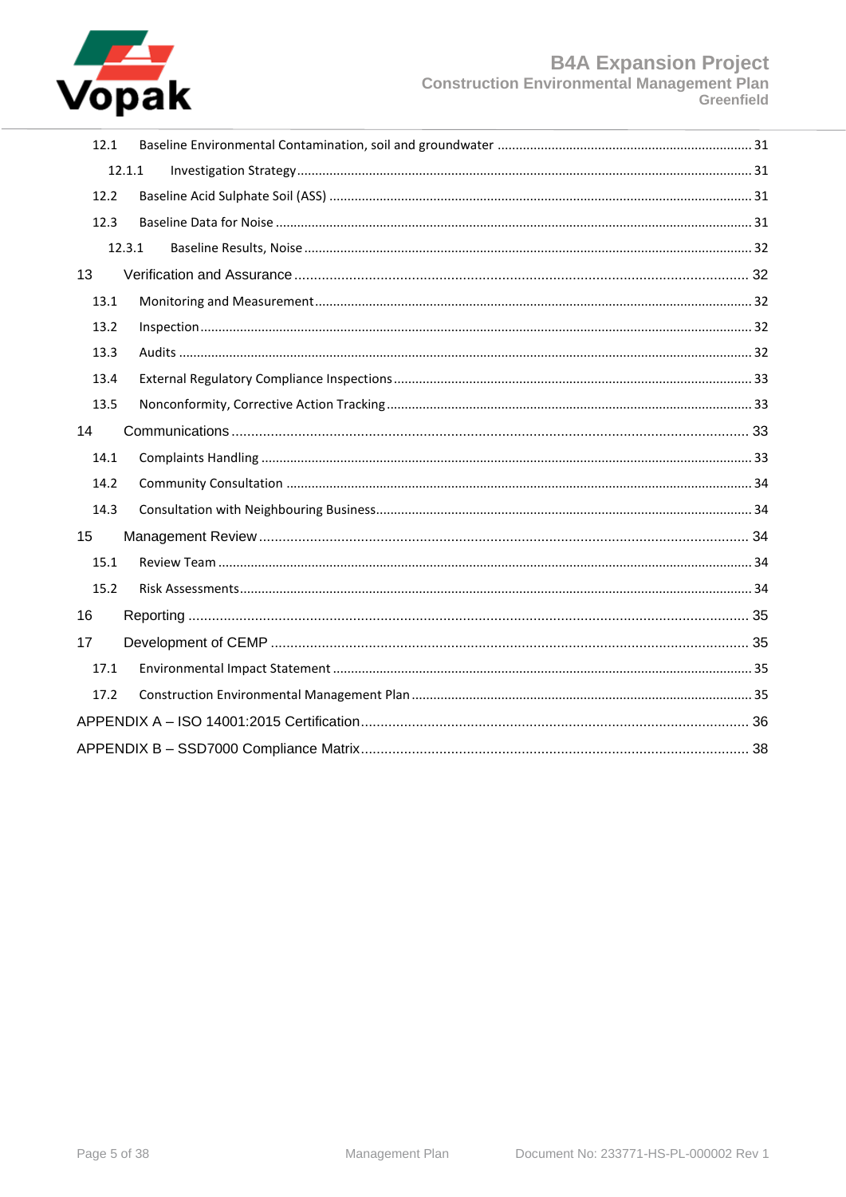12.1 Baseline Environmental Contamination, soil and groundwater ........ 31

12.1.1 Investigation Strategy ........ 31

12.2 Baseline Acid Sulphate Soil (ASS) ........ 31

12.3 Baseline Data for Noise ........ 31

12.3.1 Baseline Results, Noise ........ 32

13 Verification and Assurance ........ 32

13.1 Monitoring and Measurement ........ 32

13.2 Inspection ........ 32

13.3 Audits ........ 32

13.4 External Regulatory Compliance Inspections ........ 33

13.5 Nonconformity, Corrective Action Tracking ........ 33

14 Communications ........ 33

14.1 Complaints Handling ........ 33

14.2 Community Consultation ........ 34

14.3 Consultation with Neighbouring Business ........ 34

15 Management Review ........ 34

15.1 Review Team ........ 34

15.2 Risk Assessments ........ 34

16 Reporting ........ 35

17 Development of CEMP ........ 35

17.1 Environmental Impact Statement ........ 35

17.2 Construction Environmental Management Plan ........ 35

APPENDIX A – ISO 14001:2015 Certification ........ 36

APPENDIX B – SSD7000 Compliance Matrix ........ 38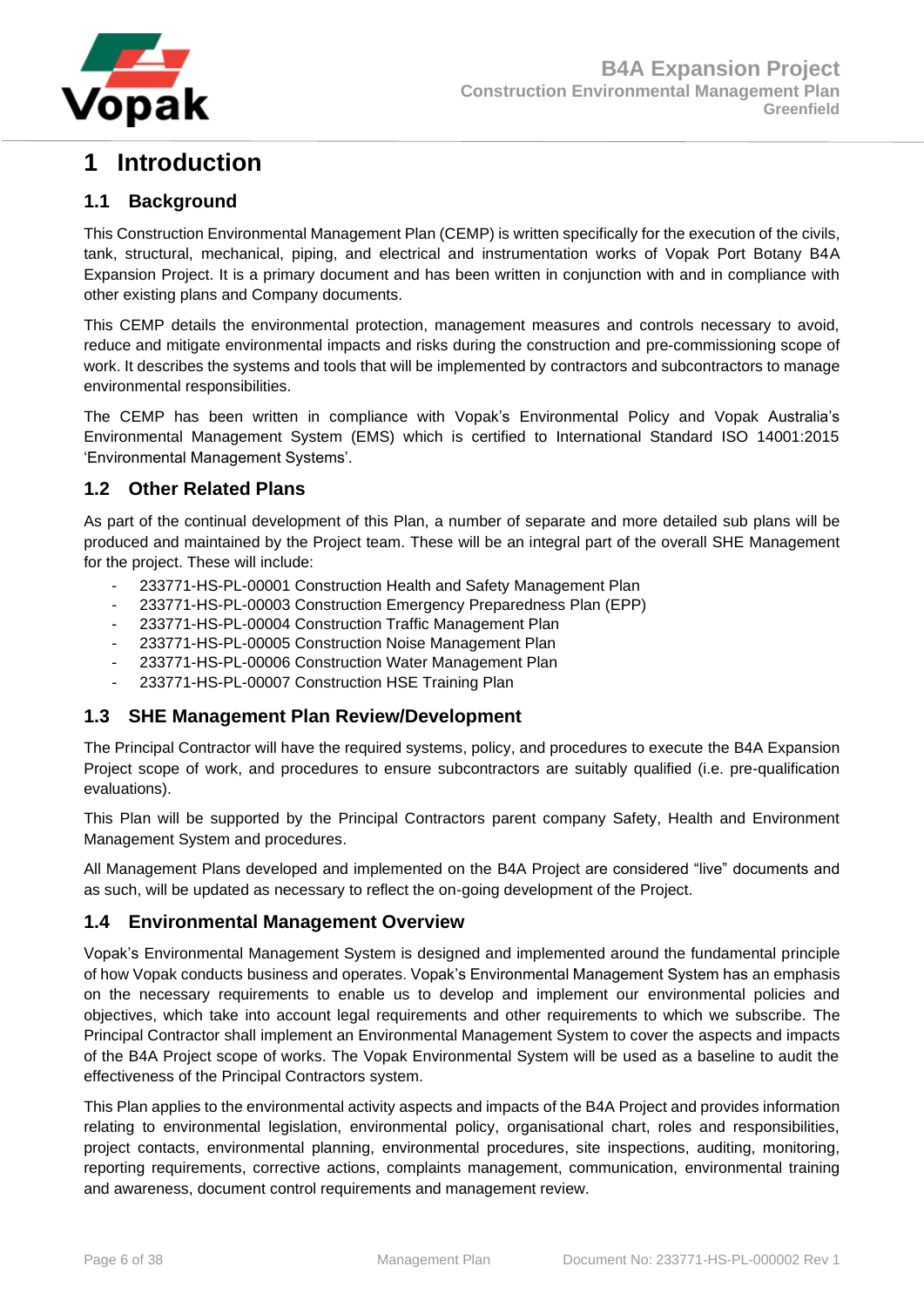# 1 Introduction

## 1.1 Background

This Construction Environmental Management Plan (CEMP) is written specifically for the execution of the civils, tank, structural, mechanical, piping, and electrical and instrumentation works of Vopak Port Botany B4A Expansion Project. It is a primary document and has been written in conjunction with and in compliance with other existing plans and Company documents.

This CEMP details the environmental protection, management measures and controls necessary to avoid, reduce and mitigate environmental impacts and risks during the construction and pre-commissioning scope of work. It describes the systems and tools that will be implemented by contractors and subcontractors to manage environmental responsibilities.

The CEMP has been written in compliance with Vopak's Environmental Policy and Vopak Australia's Environmental Management System (EMS) which is certified to International Standard ISO 14001:2015 'Environmental Management Systems'.

## 1.2 Other Related Plans

As part of the continual development of this Plan, a number of separate and more detailed sub plans will be produced and maintained by the Project team. These will be an integral part of the overall SHE Management for the project. These will include:

- 233771-HS-PL-00001 Construction Health and Safety Management Plan
- 233771-HS-PL-00003 Construction Emergency Preparedness Plan (EPP)
- 233771-HS-PL-00004 Construction Traffic Management Plan
- 233771-HS-PL-00005 Construction Noise Management Plan
- 233771-HS-PL-00006 Construction Water Management Plan
- 233771-HS-PL-00007 Construction HSE Training Plan

## 1.3 SHE Management Plan Review/Development

The Principal Contractor will have the required systems, policy, and procedures to execute the B4A Expansion Project scope of work, and procedures to ensure subcontractors are suitably qualified (i.e. pre-qualification evaluations).

This Plan will be supported by the Principal Contractors parent company Safety, Health and Environment Management System and procedures.

All Management Plans developed and implemented on the B4A Project are considered "live" documents and as such, will be updated as necessary to reflect the on-going development of the Project.

## 1.4 Environmental Management Overview

Vopak's Environmental Management System is designed and implemented around the fundamental principle of how Vopak conducts business and operates. Vopak's Environmental Management System has an emphasis on the necessary requirements to enable us to develop and implement our environmental policies and objectives, which take into account legal requirements and other requirements to which we subscribe. The Principal Contractor shall implement an Environmental Management System to cover the aspects and impacts of the B4A Project scope of works. The Vopak Environmental System will be used as a baseline to audit the effectiveness of the Principal Contractors system.

This Plan applies to the environmental activity aspects and impacts of the B4A Project and provides information relating to environmental legislation, environmental policy, organisational chart, roles and responsibilities, project contacts, environmental planning, environmental procedures, site inspections, auditing, monitoring, reporting requirements, corrective actions, complaints management, communication, environmental training and awareness, document control requirements and management review.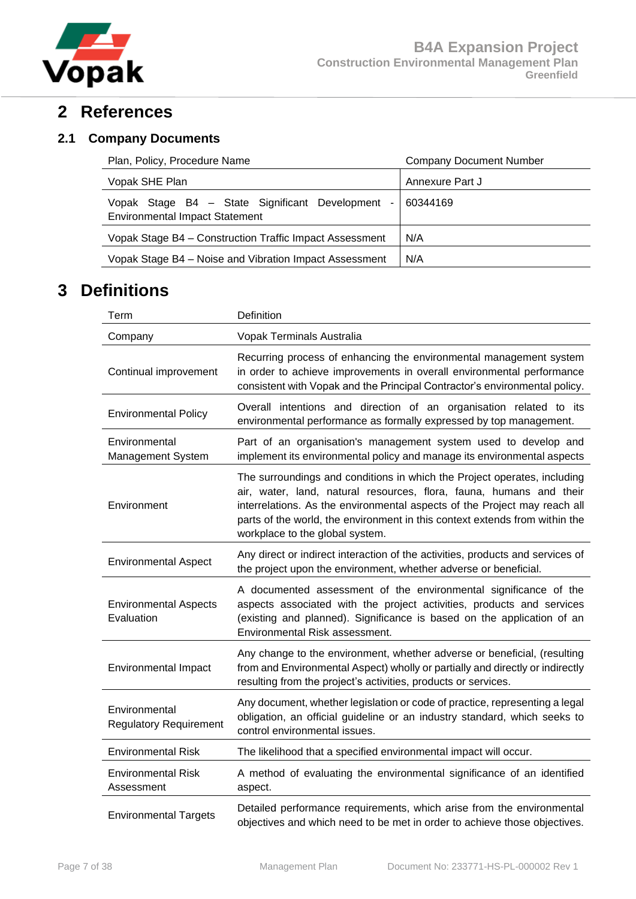# 2 References

## 2.1 Company Documents

| Plan, Policy, Procedure Name | Company Document Number |
|---|---|
| Vopak SHE Plan | Annexure Part J |
| Vopak Stage B4 – State Significant Development - Environmental Impact Statement | 60344169 |
| Vopak Stage B4 – Construction Traffic Impact Assessment | N/A |
| Vopak Stage B4 – Noise and Vibration Impact Assessment | N/A |

# 3 Definitions

| Term | Definition |
|---|---|
| Company | Vopak Terminals Australia |
| Continual improvement | Recurring process of enhancing the environmental management system in order to achieve improvements in overall environmental performance consistent with Vopak and the Principal Contractor's environmental policy. |
| Environmental Policy | Overall intentions and direction of an organisation related to its environmental performance as formally expressed by top management. |
| Environmental Management System | Part of an organisation's management system used to develop and implement its environmental policy and manage its environmental aspects |
| Environment | The surroundings and conditions in which the Project operates, including air, water, land, natural resources, flora, fauna, humans and their interrelations. As the environmental aspects of the Project may reach all parts of the world, the environment in this context extends from within the workplace to the global system. |
| Environmental Aspect | Any direct or indirect interaction of the activities, products and services of the project upon the environment, whether adverse or beneficial. |
| Environmental Aspects Evaluation | A documented assessment of the environmental significance of the aspects associated with the project activities, products and services (existing and planned). Significance is based on the application of an Environmental Risk assessment. |
| Environmental Impact | Any change to the environment, whether adverse or beneficial, (resulting from and Environmental Aspect) wholly or partially and directly or indirectly resulting from the project's activities, products or services. |
| Environmental Regulatory Requirement | Any document, whether legislation or code of practice, representing a legal obligation, an official guideline or an industry standard, which seeks to control environmental issues. |
| Environmental Risk | The likelihood that a specified environmental impact will occur. |
| Environmental Risk Assessment | A method of evaluating the environmental significance of an identified aspect. |
| Environmental Targets | Detailed performance requirements, which arise from the environmental objectives and which need to be met in order to achieve those objectives. |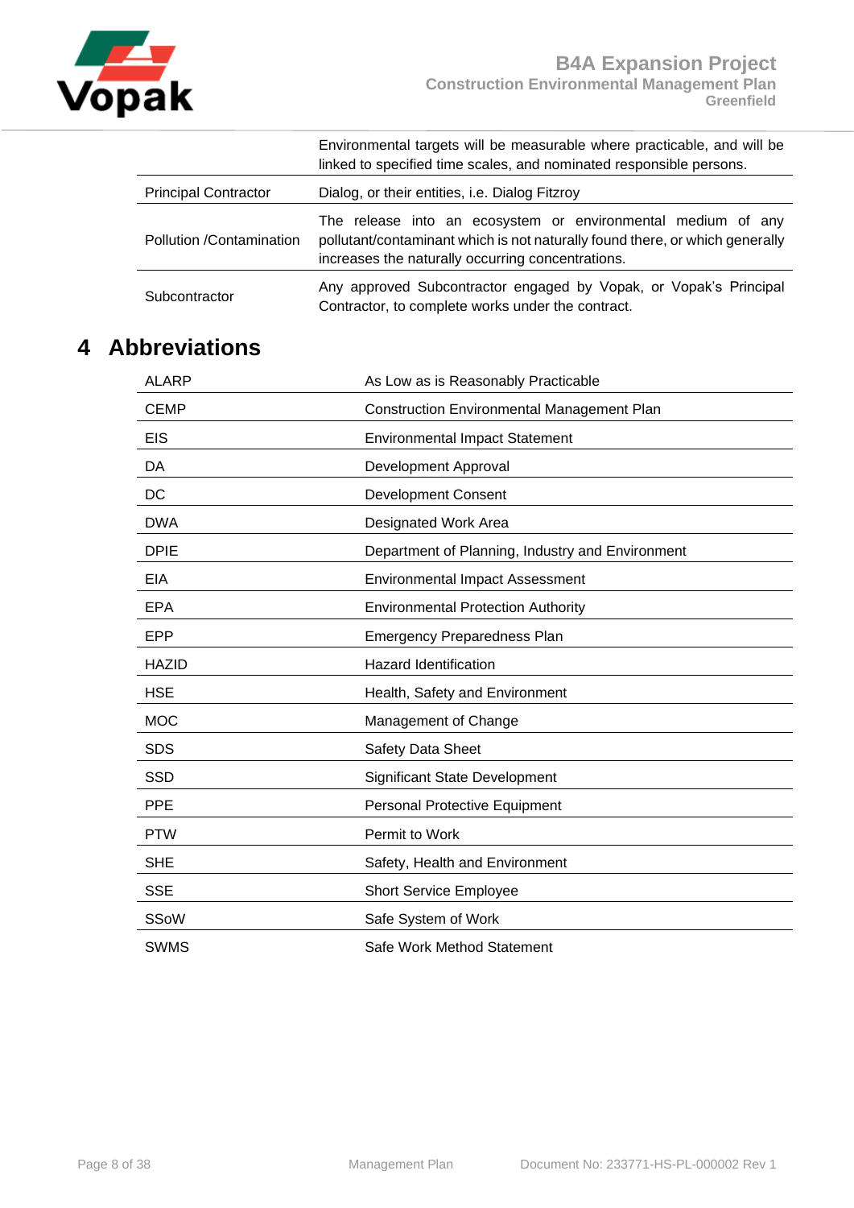| | |
|---|---|
| | Environmental targets will be measurable where practicable, and will be linked to specified time scales, and nominated responsible persons. |
| Principal Contractor | Dialog, or their entities, i.e. Dialog Fitzroy |
| Pollution /Contamination | The release into an ecosystem or environmental medium of any pollutant/contaminant which is not naturally found there, or which generally increases the naturally occurring concentrations. |
| Subcontractor | Any approved Subcontractor engaged by Vopak, or Vopak's Principal Contractor, to complete works under the contract. |

# 4 Abbreviations

| | |
|---|---|
| ALARP | As Low as is Reasonably Practicable |
| CEMP | Construction Environmental Management Plan |
| EIS | Environmental Impact Statement |
| DA | Development Approval |
| DC | Development Consent |
| DWA | Designated Work Area |
| DPIE | Department of Planning, Industry and Environment |
| EIA | Environmental Impact Assessment |
| EPA | Environmental Protection Authority |
| EPP | Emergency Preparedness Plan |
| HAZID | Hazard Identification |
| HSE | Health, Safety and Environment |
| MOC | Management of Change |
| SDS | Safety Data Sheet |
| SSD | Significant State Development |
| PPE | Personal Protective Equipment |
| PTW | Permit to Work |
| SHE | Safety, Health and Environment |
| SSE | Short Service Employee |
| SSoW | Safe System of Work |
| SWMS | Safe Work Method Statement |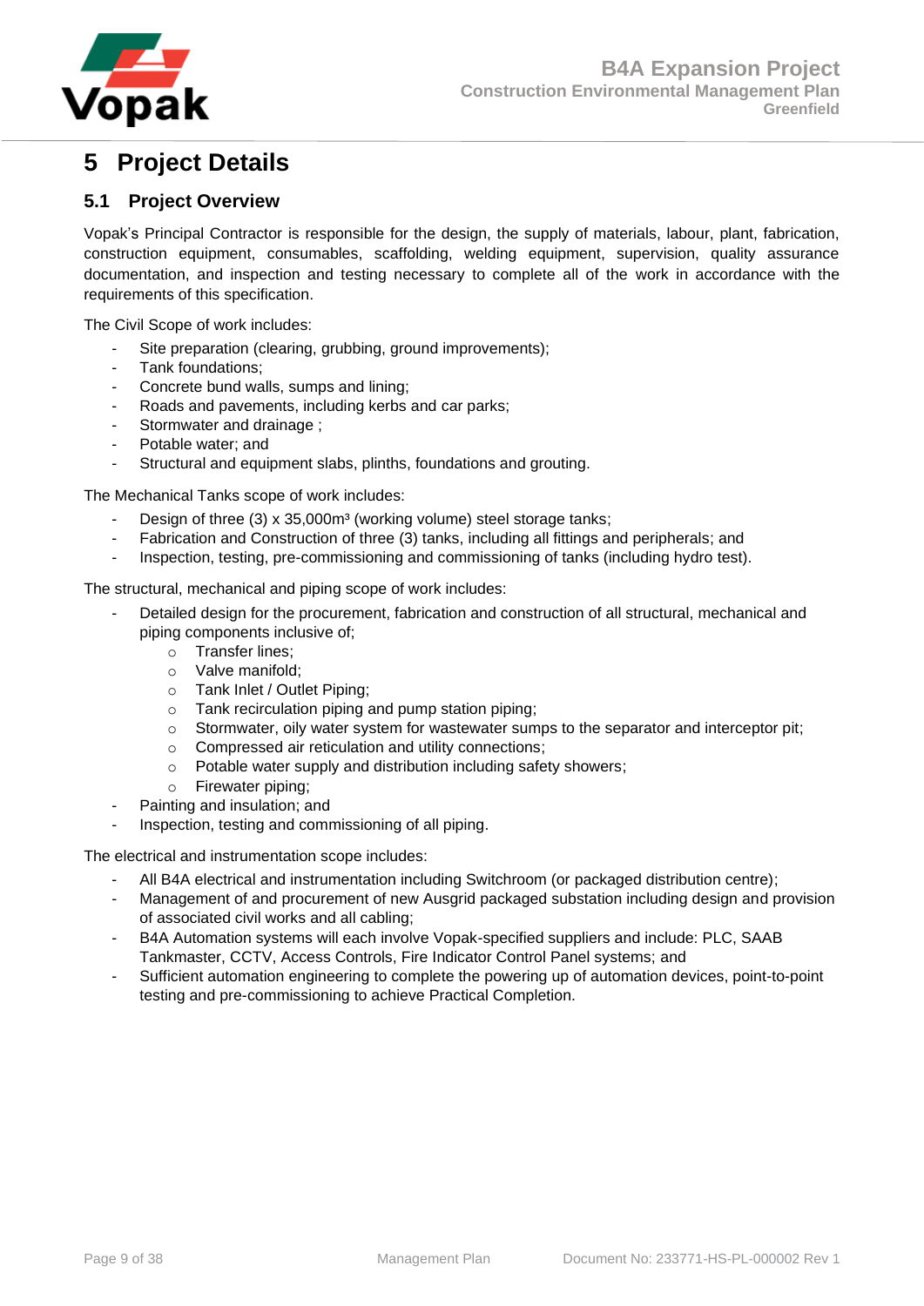# 5 Project Details

## 5.1 Project Overview

Vopak's Principal Contractor is responsible for the design, the supply of materials, labour, plant, fabrication, construction equipment, consumables, scaffolding, welding equipment, supervision, quality assurance documentation, and inspection and testing necessary to complete all of the work in accordance with the requirements of this specification.

The Civil Scope of work includes:

- Site preparation (clearing, grubbing, ground improvements);
- Tank foundations;
- Concrete bund walls, sumps and lining;
- Roads and pavements, including kerbs and car parks;
- Stormwater and drainage ;
- Potable water; and
- Structural and equipment slabs, plinths, foundations and grouting.

The Mechanical Tanks scope of work includes:

- Design of three (3) x 35,000m³ (working volume) steel storage tanks;
- Fabrication and Construction of three (3) tanks, including all fittings and peripherals; and
- Inspection, testing, pre-commissioning and commissioning of tanks (including hydro test).

The structural, mechanical and piping scope of work includes:

- Detailed design for the procurement, fabrication and construction of all structural, mechanical and piping components inclusive of;
  - Transfer lines;
  - Valve manifold;
  - Tank Inlet / Outlet Piping;
  - Tank recirculation piping and pump station piping;
  - Stormwater, oily water system for wastewater sumps to the separator and interceptor pit;
  - Compressed air reticulation and utility connections;
  - Potable water supply and distribution including safety showers;
  - Firewater piping;
- Painting and insulation; and
- Inspection, testing and commissioning of all piping.

The electrical and instrumentation scope includes:

- All B4A electrical and instrumentation including Switchroom (or packaged distribution centre);
- Management of and procurement of new Ausgrid packaged substation including design and provision of associated civil works and all cabling;
- B4A Automation systems will each involve Vopak-specified suppliers and include: PLC, SAAB Tankmaster, CCTV, Access Controls, Fire Indicator Control Panel systems; and
- Sufficient automation engineering to complete the powering up of automation devices, point-to-point testing and pre-commissioning to achieve Practical Completion.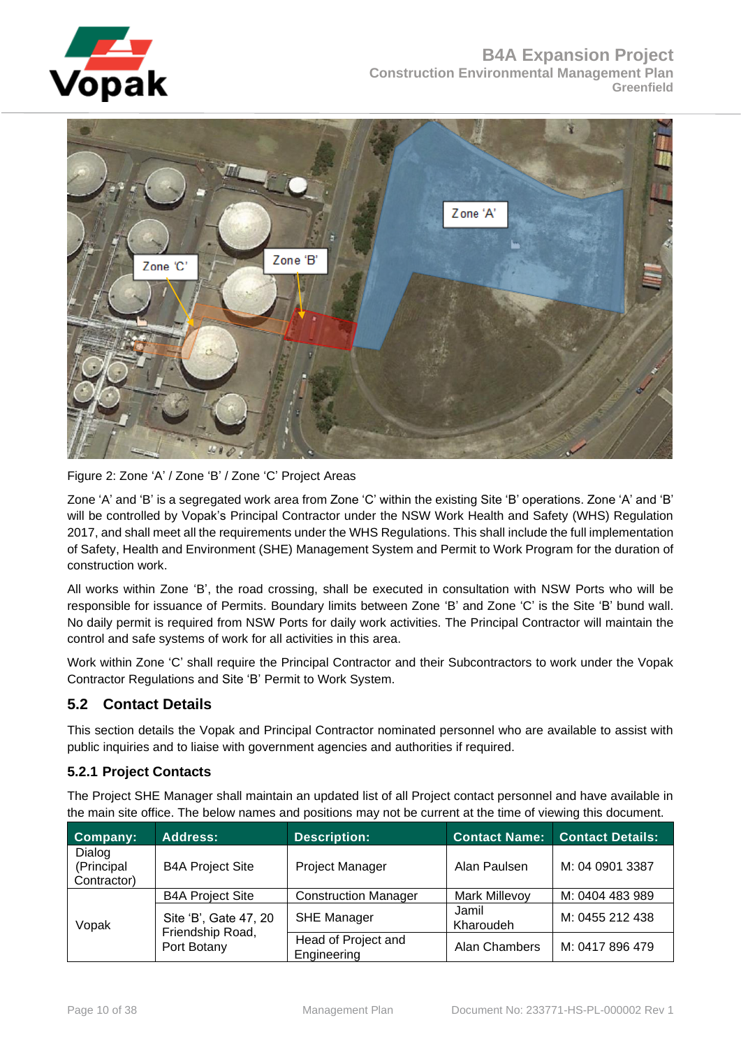Figure 2: Zone 'A' / Zone 'B' / Zone 'C' Project Areas

Zone 'A' and 'B' is a segregated work area from Zone 'C' within the existing Site 'B' operations. Zone 'A' and 'B' will be controlled by Vopak's Principal Contractor under the NSW Work Health and Safety (WHS) Regulation 2017, and shall meet all the requirements under the WHS Regulations. This shall include the full implementation of Safety, Health and Environment (SHE) Management System and Permit to Work Program for the duration of construction work.

All works within Zone 'B', the road crossing, shall be executed in consultation with NSW Ports who will be responsible for issuance of Permits. Boundary limits between Zone 'B' and Zone 'C' is the Site 'B' bund wall. No daily permit is required from NSW Ports for daily work activities. The Principal Contractor will maintain the control and safe systems of work for all activities in this area.

Work within Zone 'C' shall require the Principal Contractor and their Subcontractors to work under the Vopak Contractor Regulations and Site 'B' Permit to Work System.

## 5.2 Contact Details

This section details the Vopak and Principal Contractor nominated personnel who are available to assist with public inquiries and to liaise with government agencies and authorities if required.

### 5.2.1 Project Contacts

The Project SHE Manager shall maintain an updated list of all Project contact personnel and have available in the main site office. The below names and positions may not be current at the time of viewing this document.

| Company: | Address: | Description: | Contact Name: | Contact Details: |
|---|---|---|---|---|
| Dialog (Principal Contractor) | B4A Project Site | Project Manager | Alan Paulsen | M: 04 0901 3387 |
| Vopak | B4A Project Site | Construction Manager | Mark Millevoy | M: 0404 483 989 |
| | Site 'B', Gate 47, 20 Friendship Road, Port Botany | SHE Manager | Jamil Kharoudeh | M: 0455 212 438 |
| | | Head of Project and Engineering | Alan Chambers | M: 0417 896 479 |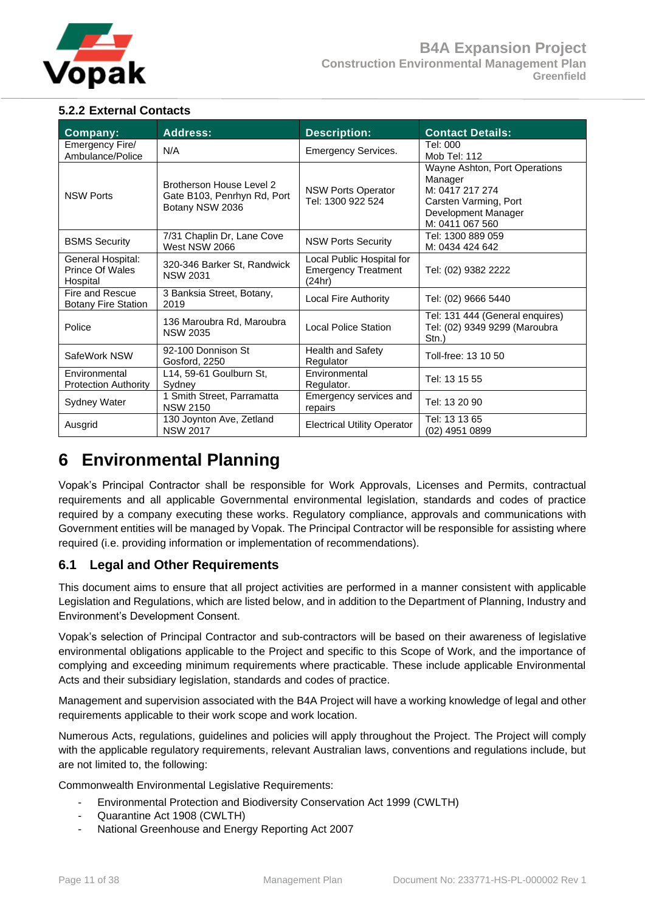### 5.2.2 External Contacts

| Company: | Address: | Description: | Contact Details: |
|---|---|---|---|
| Emergency Fire/ Ambulance/Police | N/A | Emergency Services. | Tel: 000<br>Mob Tel: 112 |
| NSW Ports | Brotherson House Level 2 Gate B103, Penrhyn Rd, Port Botany NSW 2036 | NSW Ports Operator Tel: 1300 922 524 | Wayne Ashton, Port Operations Manager<br>M: 0417 217 274<br>Carsten Varming, Port Development Manager<br>M: 0411 067 560 |
| BSMS Security | 7/31 Chaplin Dr, Lane Cove West NSW 2066 | NSW Ports Security | Tel: 1300 889 059<br>M: 0434 424 642 |
| General Hospital: Prince Of Wales Hospital | 320-346 Barker St, Randwick NSW 2031 | Local Public Hospital for Emergency Treatment (24hr) | Tel: (02) 9382 2222 |
| Fire and Rescue Botany Fire Station | 3 Banksia Street, Botany, 2019 | Local Fire Authority | Tel: (02) 9666 5440 |
| Police | 136 Maroubra Rd, Maroubra NSW 2035 | Local Police Station | Tel: 131 444 (General enquires)<br>Tel: (02) 9349 9299 (Maroubra Stn.) |
| SafeWork NSW | 92-100 Donnison St Gosford, 2250 | Health and Safety Regulator | Toll-free: 13 10 50 |
| Environmental Protection Authority | L14, 59-61 Goulburn St, Sydney | Environmental Regulator. | Tel: 13 15 55 |
| Sydney Water | 1 Smith Street, Parramatta NSW 2150 | Emergency services and repairs | Tel: 13 20 90 |
| Ausgrid | 130 Joynton Ave, Zetland NSW 2017 | Electrical Utility Operator | Tel: 13 13 65<br>(02) 4951 0899 |

# 6 Environmental Planning

Vopak's Principal Contractor shall be responsible for Work Approvals, Licenses and Permits, contractual requirements and all applicable Governmental environmental legislation, standards and codes of practice required by a company executing these works. Regulatory compliance, approvals and communications with Government entities will be managed by Vopak. The Principal Contractor will be responsible for assisting where required (i.e. providing information or implementation of recommendations).

## 6.1 Legal and Other Requirements

This document aims to ensure that all project activities are performed in a manner consistent with applicable Legislation and Regulations, which are listed below, and in addition to the Department of Planning, Industry and Environment's Development Consent.

Vopak's selection of Principal Contractor and sub-contractors will be based on their awareness of legislative environmental obligations applicable to the Project and specific to this Scope of Work, and the importance of complying and exceeding minimum requirements where practicable. These include applicable Environmental Acts and their subsidiary legislation, standards and codes of practice.

Management and supervision associated with the B4A Project will have a working knowledge of legal and other requirements applicable to their work scope and work location.

Numerous Acts, regulations, guidelines and policies will apply throughout the Project. The Project will comply with the applicable regulatory requirements, relevant Australian laws, conventions and regulations include, but are not limited to, the following:

Commonwealth Environmental Legislative Requirements:

- Environmental Protection and Biodiversity Conservation Act 1999 (CWLTH)
- Quarantine Act 1908 (CWLTH)
- National Greenhouse and Energy Reporting Act 2007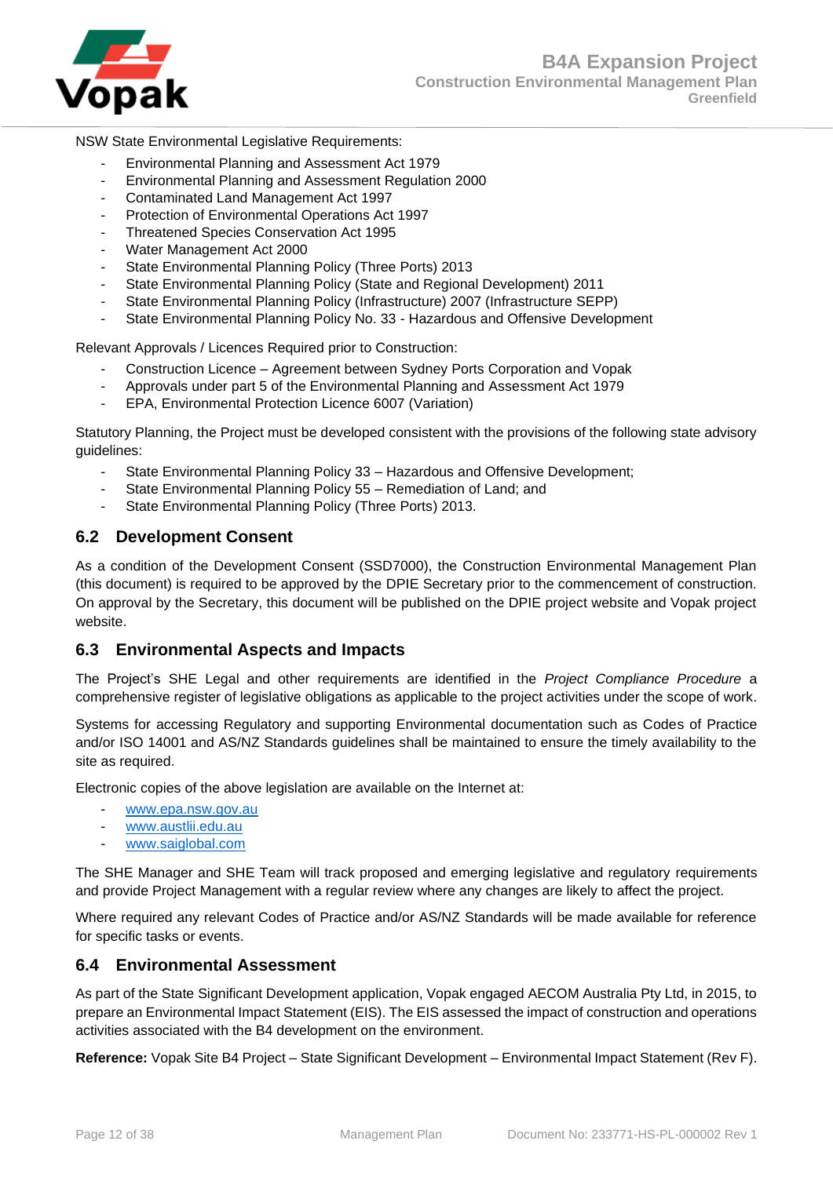NSW State Environmental Legislative Requirements:

- Environmental Planning and Assessment Act 1979
- Environmental Planning and Assessment Regulation 2000
- Contaminated Land Management Act 1997
- Protection of Environmental Operations Act 1997
- Threatened Species Conservation Act 1995
- Water Management Act 2000
- State Environmental Planning Policy (Three Ports) 2013
- State Environmental Planning Policy (State and Regional Development) 2011
- State Environmental Planning Policy (Infrastructure) 2007 (Infrastructure SEPP)
- State Environmental Planning Policy No. 33 - Hazardous and Offensive Development

Relevant Approvals / Licences Required prior to Construction:

- Construction Licence – Agreement between Sydney Ports Corporation and Vopak
- Approvals under part 5 of the Environmental Planning and Assessment Act 1979
- EPA, Environmental Protection Licence 6007 (Variation)

Statutory Planning, the Project must be developed consistent with the provisions of the following state advisory guidelines:

- State Environmental Planning Policy 33 – Hazardous and Offensive Development;
- State Environmental Planning Policy 55 – Remediation of Land; and
- State Environmental Planning Policy (Three Ports) 2013.

## 6.2 Development Consent

As a condition of the Development Consent (SSD7000), the Construction Environmental Management Plan (this document) is required to be approved by the DPIE Secretary prior to the commencement of construction. On approval by the Secretary, this document will be published on the DPIE project website and Vopak project website.

## 6.3 Environmental Aspects and Impacts

The Project's SHE Legal and other requirements are identified in the *Project Compliance Procedure* a comprehensive register of legislative obligations as applicable to the project activities under the scope of work.

Systems for accessing Regulatory and supporting Environmental documentation such as Codes of Practice and/or ISO 14001 and AS/NZ Standards guidelines shall be maintained to ensure the timely availability to the site as required.

Electronic copies of the above legislation are available on the Internet at:

- www.epa.nsw.gov.au
- www.austlii.edu.au
- www.saiglobal.com

The SHE Manager and SHE Team will track proposed and emerging legislative and regulatory requirements and provide Project Management with a regular review where any changes are likely to affect the project.

Where required any relevant Codes of Practice and/or AS/NZ Standards will be made available for reference for specific tasks or events.

## 6.4 Environmental Assessment

As part of the State Significant Development application, Vopak engaged AECOM Australia Pty Ltd, in 2015, to prepare an Environmental Impact Statement (EIS). The EIS assessed the impact of construction and operations activities associated with the B4 development on the environment.

**Reference:** Vopak Site B4 Project – State Significant Development – Environmental Impact Statement (Rev F).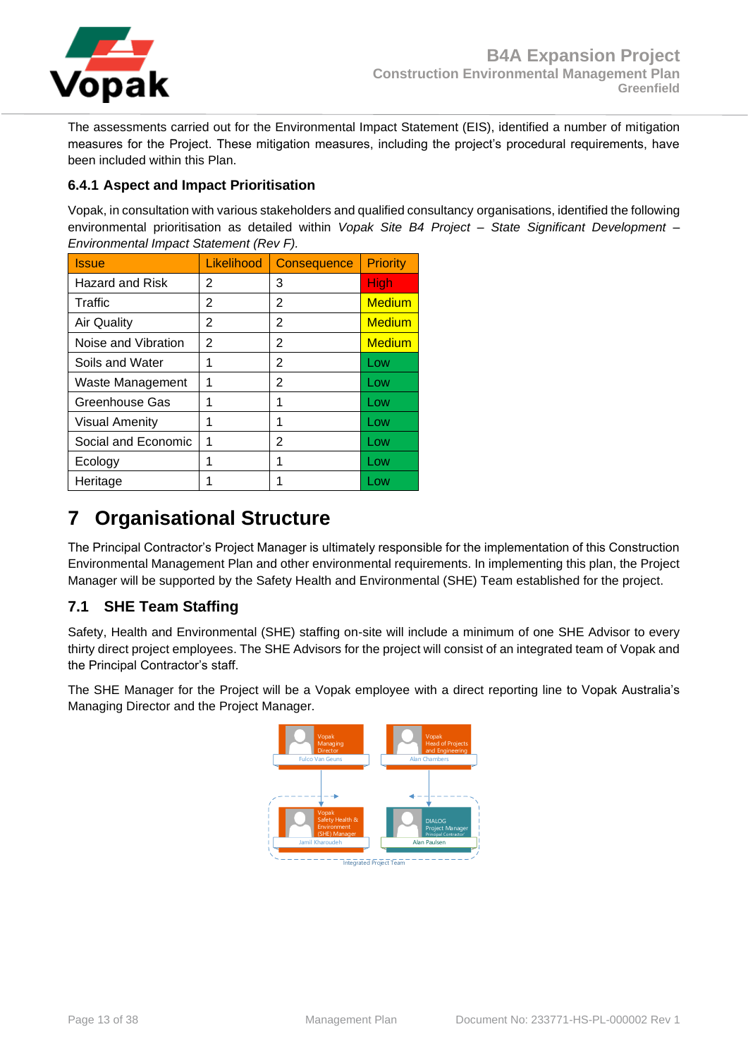The assessments carried out for the Environmental Impact Statement (EIS), identified a number of mitigation measures for the Project. These mitigation measures, including the project's procedural requirements, have been included within this Plan.

### 6.4.1 Aspect and Impact Prioritisation

Vopak, in consultation with various stakeholders and qualified consultancy organisations, identified the following environmental prioritisation as detailed within *Vopak Site B4 Project – State Significant Development – Environmental Impact Statement (Rev F).*

| Issue | Likelihood | Consequence | Priority |
|---|---|---|---|
| Hazard and Risk | 2 | 3 | High |
| Traffic | 2 | 2 | Medium |
| Air Quality | 2 | 2 | Medium |
| Noise and Vibration | 2 | 2 | Medium |
| Soils and Water | 1 | 2 | Low |
| Waste Management | 1 | 2 | Low |
| Greenhouse Gas | 1 | 1 | Low |
| Visual Amenity | 1 | 1 | Low |
| Social and Economic | 1 | 2 | Low |
| Ecology | 1 | 1 | Low |
| Heritage | 1 | 1 | Low |

# 7 Organisational Structure

The Principal Contractor's Project Manager is ultimately responsible for the implementation of this Construction Environmental Management Plan and other environmental requirements. In implementing this plan, the Project Manager will be supported by the Safety Health and Environmental (SHE) Team established for the project.

## 7.1 SHE Team Staffing

Safety, Health and Environmental (SHE) staffing on-site will include a minimum of one SHE Advisor to every thirty direct project employees. The SHE Advisors for the project will consist of an integrated team of Vopak and the Principal Contractor's staff.

The SHE Manager for the Project will be a Vopak employee with a direct reporting line to Vopak Australia's Managing Director and the Project Manager.

Vopak Managing Director – Fulco Van Geuns

Vopak Head of Projects and Engineering – Alan Chambers

Vopak Safety Health & Environment (SHE) Manager – Jamil Kharoudeh

DIALOG Project Manager Principal Contractor – Alan Paulsen

Integrated Project Team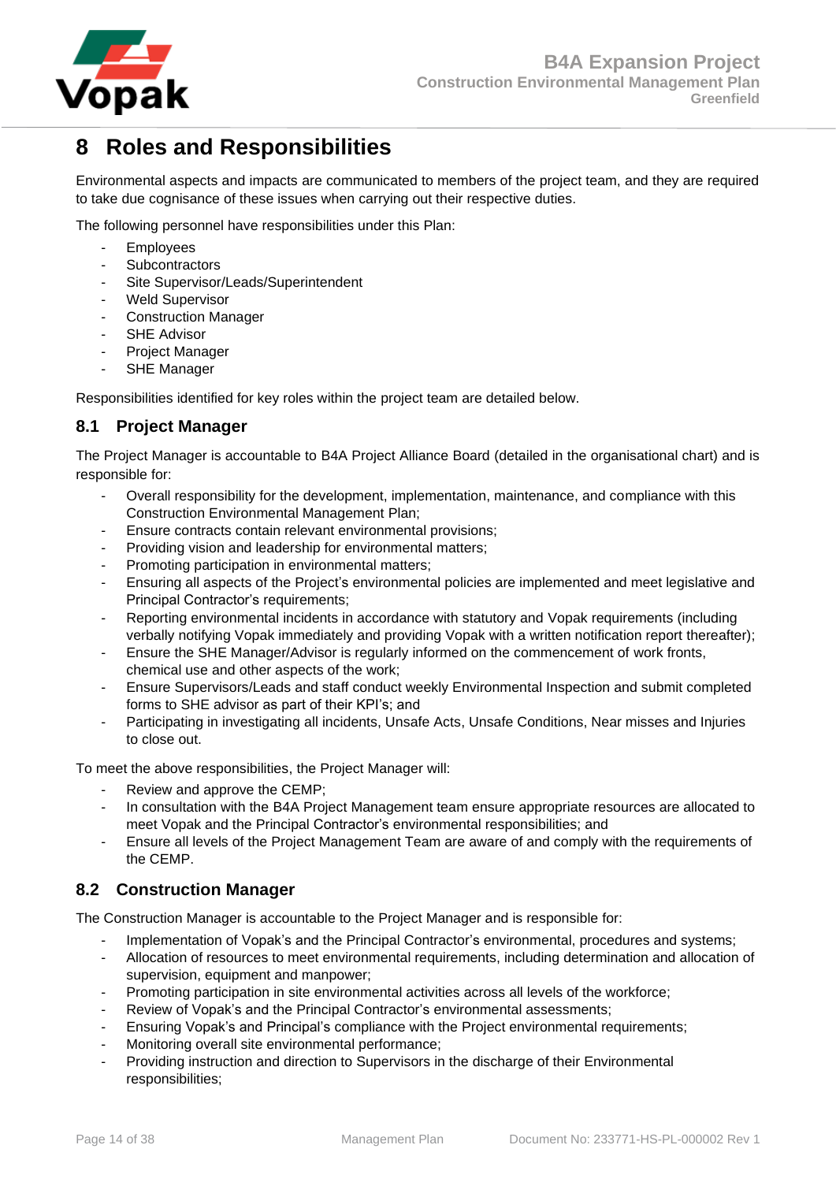# 8 Roles and Responsibilities

Environmental aspects and impacts are communicated to members of the project team, and they are required to take due cognisance of these issues when carrying out their respective duties.

The following personnel have responsibilities under this Plan:

- Employees
- Subcontractors
- Site Supervisor/Leads/Superintendent
- Weld Supervisor
- Construction Manager
- SHE Advisor
- Project Manager
- SHE Manager

Responsibilities identified for key roles within the project team are detailed below.

## 8.1 Project Manager

The Project Manager is accountable to B4A Project Alliance Board (detailed in the organisational chart) and is responsible for:

- Overall responsibility for the development, implementation, maintenance, and compliance with this Construction Environmental Management Plan;
- Ensure contracts contain relevant environmental provisions;
- Providing vision and leadership for environmental matters;
- Promoting participation in environmental matters;
- Ensuring all aspects of the Project's environmental policies are implemented and meet legislative and Principal Contractor's requirements;
- Reporting environmental incidents in accordance with statutory and Vopak requirements (including verbally notifying Vopak immediately and providing Vopak with a written notification report thereafter);
- Ensure the SHE Manager/Advisor is regularly informed on the commencement of work fronts, chemical use and other aspects of the work;
- Ensure Supervisors/Leads and staff conduct weekly Environmental Inspection and submit completed forms to SHE advisor as part of their KPI's; and
- Participating in investigating all incidents, Unsafe Acts, Unsafe Conditions, Near misses and Injuries to close out.

To meet the above responsibilities, the Project Manager will:

- Review and approve the CEMP;
- In consultation with the B4A Project Management team ensure appropriate resources are allocated to meet Vopak and the Principal Contractor's environmental responsibilities; and
- Ensure all levels of the Project Management Team are aware of and comply with the requirements of the CEMP.

## 8.2 Construction Manager

The Construction Manager is accountable to the Project Manager and is responsible for:

- Implementation of Vopak's and the Principal Contractor's environmental, procedures and systems;
- Allocation of resources to meet environmental requirements, including determination and allocation of supervision, equipment and manpower;
- Promoting participation in site environmental activities across all levels of the workforce;
- Review of Vopak's and the Principal Contractor's environmental assessments;
- Ensuring Vopak's and Principal's compliance with the Project environmental requirements;
- Monitoring overall site environmental performance;
- Providing instruction and direction to Supervisors in the discharge of their Environmental responsibilities;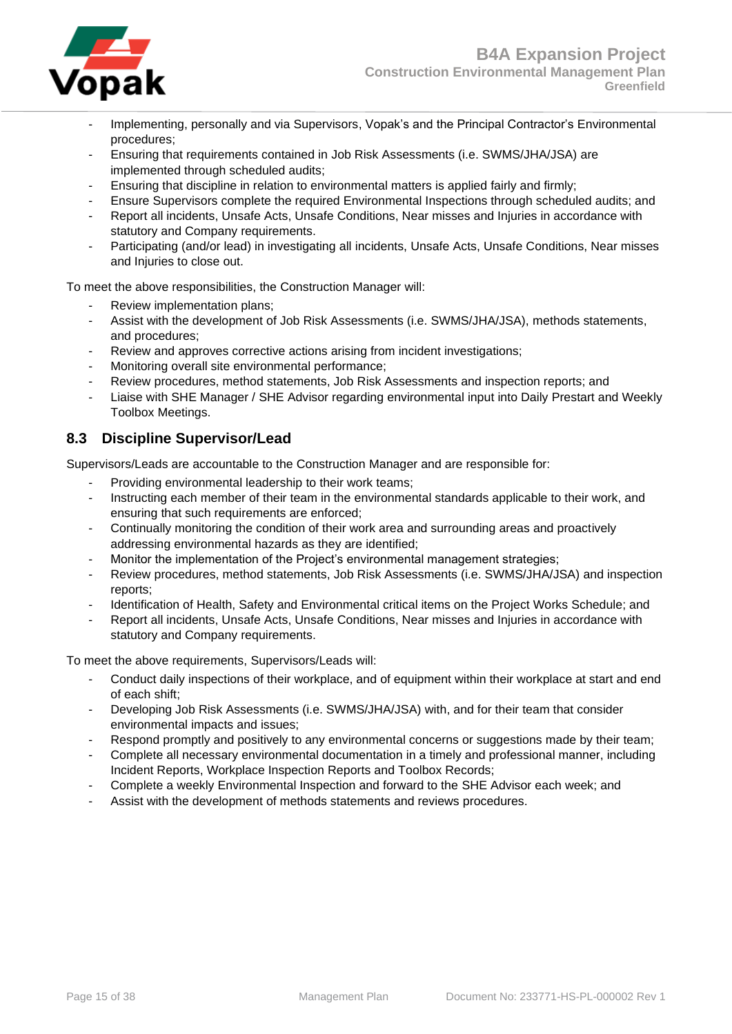- Implementing, personally and via Supervisors, Vopak's and the Principal Contractor's Environmental procedures;
- Ensuring that requirements contained in Job Risk Assessments (i.e. SWMS/JHA/JSA) are implemented through scheduled audits;
- Ensuring that discipline in relation to environmental matters is applied fairly and firmly;
- Ensure Supervisors complete the required Environmental Inspections through scheduled audits; and
- Report all incidents, Unsafe Acts, Unsafe Conditions, Near misses and Injuries in accordance with statutory and Company requirements.
- Participating (and/or lead) in investigating all incidents, Unsafe Acts, Unsafe Conditions, Near misses and Injuries to close out.

To meet the above responsibilities, the Construction Manager will:

- Review implementation plans;
- Assist with the development of Job Risk Assessments (i.e. SWMS/JHA/JSA), methods statements, and procedures;
- Review and approves corrective actions arising from incident investigations;
- Monitoring overall site environmental performance;
- Review procedures, method statements, Job Risk Assessments and inspection reports; and
- Liaise with SHE Manager / SHE Advisor regarding environmental input into Daily Prestart and Weekly Toolbox Meetings.

## 8.3 Discipline Supervisor/Lead

Supervisors/Leads are accountable to the Construction Manager and are responsible for:

- Providing environmental leadership to their work teams;
- Instructing each member of their team in the environmental standards applicable to their work, and ensuring that such requirements are enforced;
- Continually monitoring the condition of their work area and surrounding areas and proactively addressing environmental hazards as they are identified;
- Monitor the implementation of the Project's environmental management strategies;
- Review procedures, method statements, Job Risk Assessments (i.e. SWMS/JHA/JSA) and inspection reports;
- Identification of Health, Safety and Environmental critical items on the Project Works Schedule; and
- Report all incidents, Unsafe Acts, Unsafe Conditions, Near misses and Injuries in accordance with statutory and Company requirements.

To meet the above requirements, Supervisors/Leads will:

- Conduct daily inspections of their workplace, and of equipment within their workplace at start and end of each shift;
- Developing Job Risk Assessments (i.e. SWMS/JHA/JSA) with, and for their team that consider environmental impacts and issues;
- Respond promptly and positively to any environmental concerns or suggestions made by their team;
- Complete all necessary environmental documentation in a timely and professional manner, including Incident Reports, Workplace Inspection Reports and Toolbox Records;
- Complete a weekly Environmental Inspection and forward to the SHE Advisor each week; and
- Assist with the development of methods statements and reviews procedures.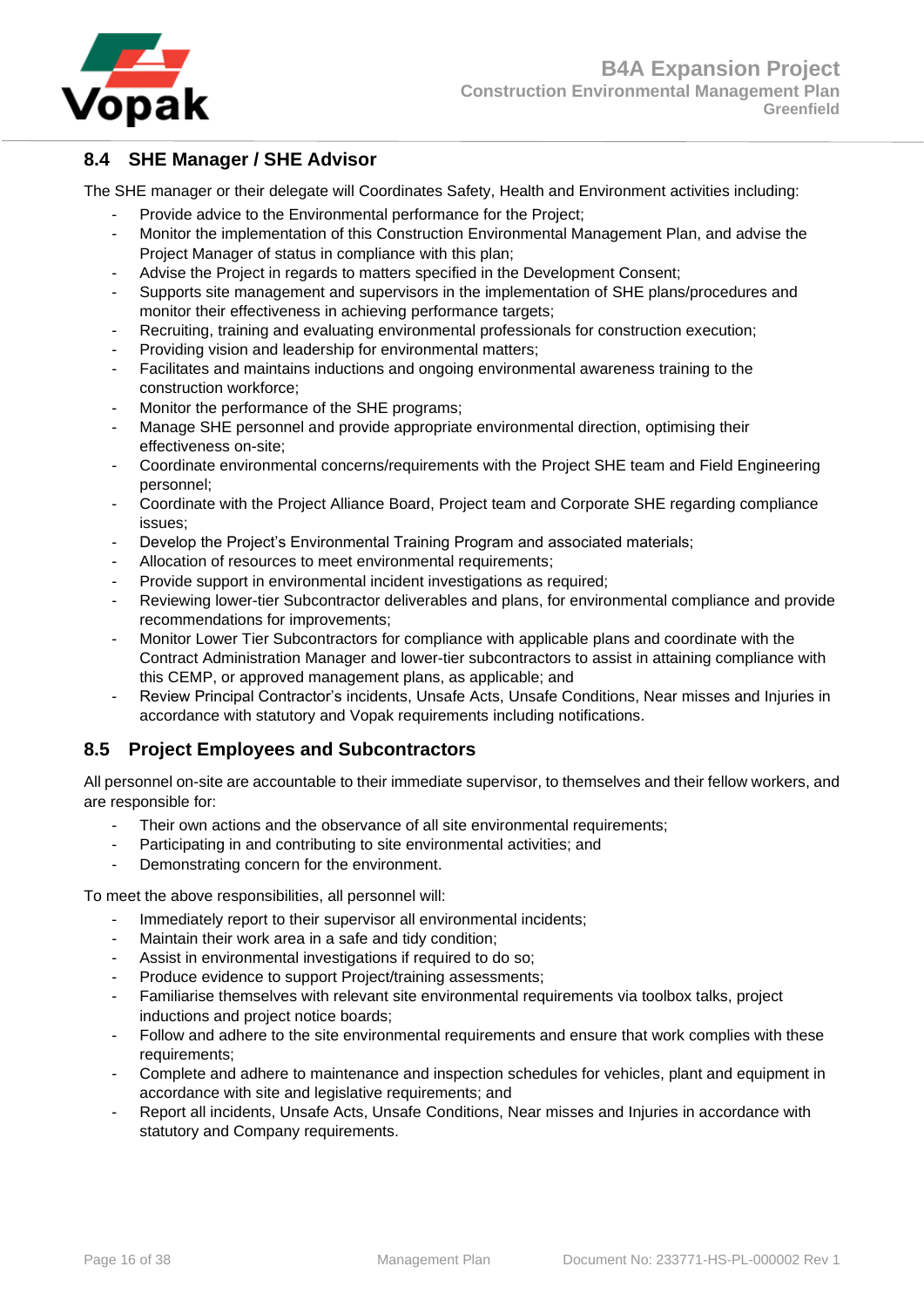## 8.4 SHE Manager / SHE Advisor

The SHE manager or their delegate will Coordinates Safety, Health and Environment activities including:

- Provide advice to the Environmental performance for the Project;
- Monitor the implementation of this Construction Environmental Management Plan, and advise the Project Manager of status in compliance with this plan;
- Advise the Project in regards to matters specified in the Development Consent;
- Supports site management and supervisors in the implementation of SHE plans/procedures and monitor their effectiveness in achieving performance targets;
- Recruiting, training and evaluating environmental professionals for construction execution;
- Providing vision and leadership for environmental matters;
- Facilitates and maintains inductions and ongoing environmental awareness training to the construction workforce;
- Monitor the performance of the SHE programs;
- Manage SHE personnel and provide appropriate environmental direction, optimising their effectiveness on-site;
- Coordinate environmental concerns/requirements with the Project SHE team and Field Engineering personnel;
- Coordinate with the Project Alliance Board, Project team and Corporate SHE regarding compliance issues;
- Develop the Project's Environmental Training Program and associated materials;
- Allocation of resources to meet environmental requirements;
- Provide support in environmental incident investigations as required;
- Reviewing lower-tier Subcontractor deliverables and plans, for environmental compliance and provide recommendations for improvements;
- Monitor Lower Tier Subcontractors for compliance with applicable plans and coordinate with the Contract Administration Manager and lower-tier subcontractors to assist in attaining compliance with this CEMP, or approved management plans, as applicable; and
- Review Principal Contractor's incidents, Unsafe Acts, Unsafe Conditions, Near misses and Injuries in accordance with statutory and Vopak requirements including notifications.

## 8.5 Project Employees and Subcontractors

All personnel on-site are accountable to their immediate supervisor, to themselves and their fellow workers, and are responsible for:

- Their own actions and the observance of all site environmental requirements;
- Participating in and contributing to site environmental activities; and
- Demonstrating concern for the environment.

To meet the above responsibilities, all personnel will:

- Immediately report to their supervisor all environmental incidents;
- Maintain their work area in a safe and tidy condition;
- Assist in environmental investigations if required to do so;
- Produce evidence to support Project/training assessments;
- Familiarise themselves with relevant site environmental requirements via toolbox talks, project inductions and project notice boards;
- Follow and adhere to the site environmental requirements and ensure that work complies with these requirements;
- Complete and adhere to maintenance and inspection schedules for vehicles, plant and equipment in accordance with site and legislative requirements; and
- Report all incidents, Unsafe Acts, Unsafe Conditions, Near misses and Injuries in accordance with statutory and Company requirements.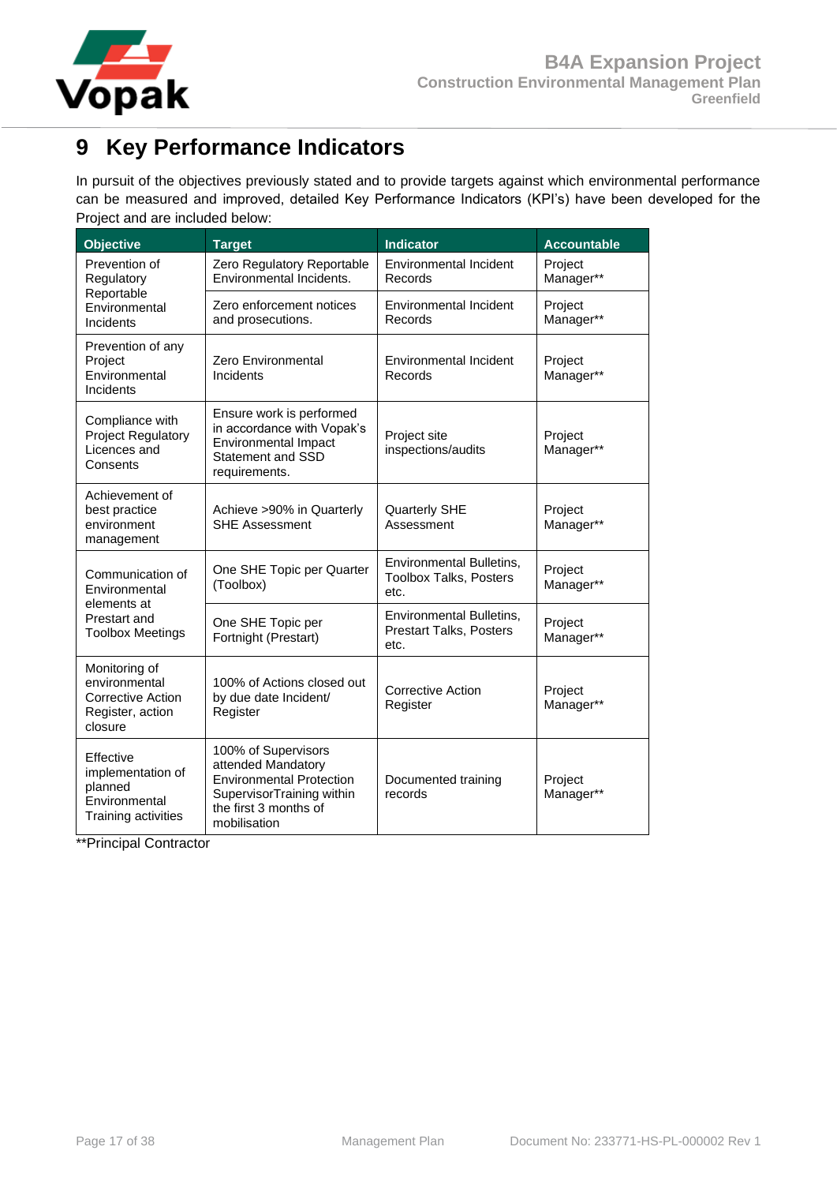# 9 Key Performance Indicators

In pursuit of the objectives previously stated and to provide targets against which environmental performance can be measured and improved, detailed Key Performance Indicators (KPI's) have been developed for the Project and are included below:

| Objective | Target | Indicator | Accountable |
|---|---|---|---|
| Prevention of Regulatory Reportable Environmental Incidents | Zero Regulatory Reportable Environmental Incidents. | Environmental Incident Records | Project Manager** |
| | Zero enforcement notices and prosecutions. | Environmental Incident Records | Project Manager** |
| Prevention of any Project Environmental Incidents | Zero Environmental Incidents | Environmental Incident Records | Project Manager** |
| Compliance with Project Regulatory Licences and Consents | Ensure work is performed in accordance with Vopak's Environmental Impact Statement and SSD requirements. | Project site inspections/audits | Project Manager** |
| Achievement of best practice environment management | Achieve >90% in Quarterly SHE Assessment | Quarterly SHE Assessment | Project Manager** |
| Communication of Environmental elements at Prestart and Toolbox Meetings | One SHE Topic per Quarter (Toolbox) | Environmental Bulletins, Toolbox Talks, Posters etc. | Project Manager** |
| | One SHE Topic per Fortnight (Prestart) | Environmental Bulletins, Prestart Talks, Posters etc. | Project Manager** |
| Monitoring of environmental Corrective Action Register, action closure | 100% of Actions closed out by due date Incident/ Register | Corrective Action Register | Project Manager** |
| Effective implementation of planned Environmental Training activities | 100% of Supervisors attended Mandatory Environmental Protection SupervisorTraining within the first 3 months of mobilisation | Documented training records | Project Manager** |

**Principal Contractor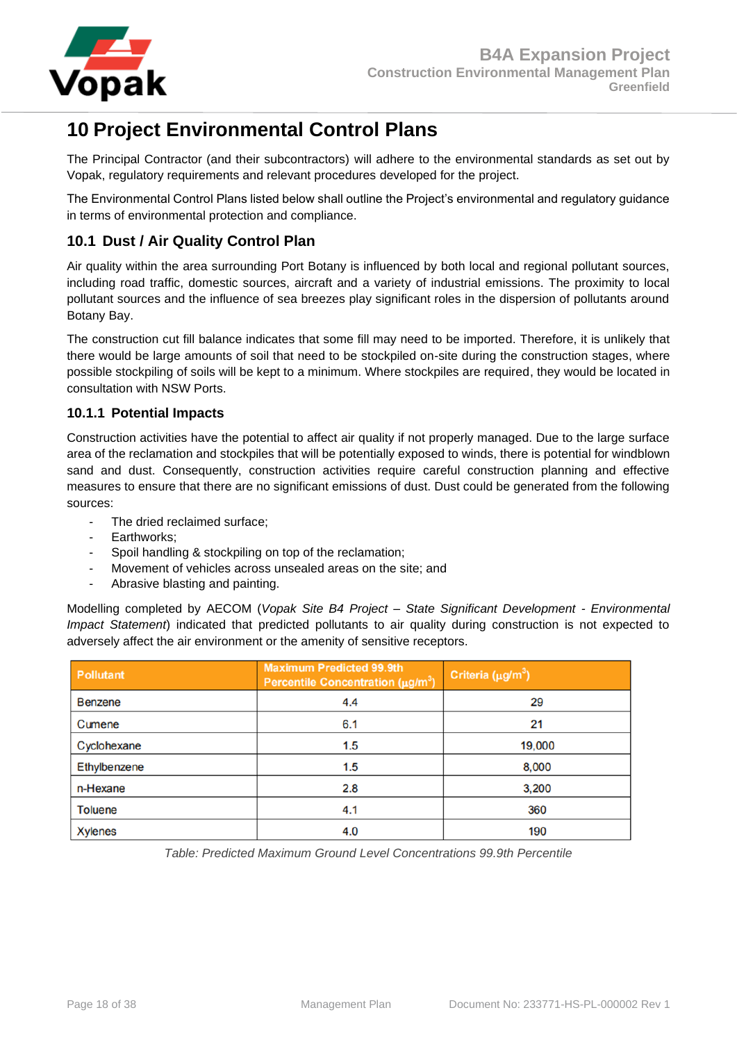# 10 Project Environmental Control Plans

The Principal Contractor (and their subcontractors) will adhere to the environmental standards as set out by Vopak, regulatory requirements and relevant procedures developed for the project.

The Environmental Control Plans listed below shall outline the Project's environmental and regulatory guidance in terms of environmental protection and compliance.

## 10.1 Dust / Air Quality Control Plan

Air quality within the area surrounding Port Botany is influenced by both local and regional pollutant sources, including road traffic, domestic sources, aircraft and a variety of industrial emissions. The proximity to local pollutant sources and the influence of sea breezes play significant roles in the dispersion of pollutants around Botany Bay.

The construction cut fill balance indicates that some fill may need to be imported. Therefore, it is unlikely that there would be large amounts of soil that need to be stockpiled on-site during the construction stages, where possible stockpiling of soils will be kept to a minimum. Where stockpiles are required, they would be located in consultation with NSW Ports.

### 10.1.1 Potential Impacts

Construction activities have the potential to affect air quality if not properly managed. Due to the large surface area of the reclamation and stockpiles that will be potentially exposed to winds, there is potential for windblown sand and dust. Consequently, construction activities require careful construction planning and effective measures to ensure that there are no significant emissions of dust. Dust could be generated from the following sources:

- The dried reclaimed surface;
- Earthworks;
- Spoil handling & stockpiling on top of the reclamation;
- Movement of vehicles across unsealed areas on the site; and
- Abrasive blasting and painting.

Modelling completed by AECOM (*Vopak Site B4 Project – State Significant Development - Environmental Impact Statement*) indicated that predicted pollutants to air quality during construction is not expected to adversely affect the air environment or the amenity of sensitive receptors.

| Pollutant | Maximum Predicted 99.9th Percentile Concentration ($\mu g/m^3$) | Criteria ($\mu g/m^3$) |
|---|---|---|
| Benzene | 4.4 | 29 |
| Cumene | 6.1 | 21 |
| Cyclohexane | 1.5 | 19,000 |
| Ethylbenzene | 1.5 | 8,000 |
| n-Hexane | 2.8 | 3,200 |
| Toluene | 4.1 | 360 |
| Xylenes | 4.0 | 190 |

*Table: Predicted Maximum Ground Level Concentrations 99.9th Percentile*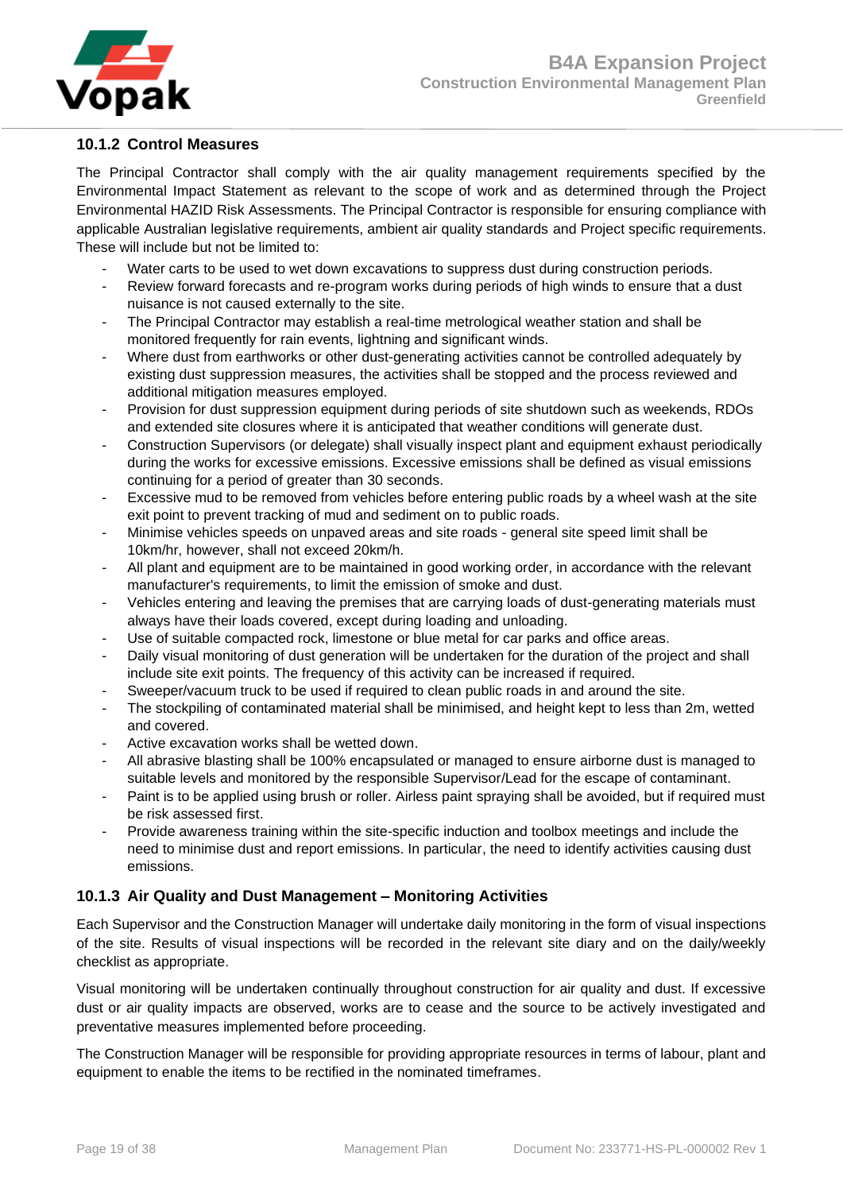### 10.1.2 Control Measures

The Principal Contractor shall comply with the air quality management requirements specified by the Environmental Impact Statement as relevant to the scope of work and as determined through the Project Environmental HAZID Risk Assessments. The Principal Contractor is responsible for ensuring compliance with applicable Australian legislative requirements, ambient air quality standards and Project specific requirements. These will include but not be limited to:

- Water carts to be used to wet down excavations to suppress dust during construction periods.
- Review forward forecasts and re-program works during periods of high winds to ensure that a dust nuisance is not caused externally to the site.
- The Principal Contractor may establish a real-time metrological weather station and shall be monitored frequently for rain events, lightning and significant winds.
- Where dust from earthworks or other dust-generating activities cannot be controlled adequately by existing dust suppression measures, the activities shall be stopped and the process reviewed and additional mitigation measures employed.
- Provision for dust suppression equipment during periods of site shutdown such as weekends, RDOs and extended site closures where it is anticipated that weather conditions will generate dust.
- Construction Supervisors (or delegate) shall visually inspect plant and equipment exhaust periodically during the works for excessive emissions. Excessive emissions shall be defined as visual emissions continuing for a period of greater than 30 seconds.
- Excessive mud to be removed from vehicles before entering public roads by a wheel wash at the site exit point to prevent tracking of mud and sediment on to public roads.
- Minimise vehicles speeds on unpaved areas and site roads - general site speed limit shall be 10km/hr, however, shall not exceed 20km/h.
- All plant and equipment are to be maintained in good working order, in accordance with the relevant manufacturer's requirements, to limit the emission of smoke and dust.
- Vehicles entering and leaving the premises that are carrying loads of dust-generating materials must always have their loads covered, except during loading and unloading.
- Use of suitable compacted rock, limestone or blue metal for car parks and office areas.
- Daily visual monitoring of dust generation will be undertaken for the duration of the project and shall include site exit points. The frequency of this activity can be increased if required.
- Sweeper/vacuum truck to be used if required to clean public roads in and around the site.
- The stockpiling of contaminated material shall be minimised, and height kept to less than 2m, wetted and covered.
- Active excavation works shall be wetted down.
- All abrasive blasting shall be 100% encapsulated or managed to ensure airborne dust is managed to suitable levels and monitored by the responsible Supervisor/Lead for the escape of contaminant.
- Paint is to be applied using brush or roller. Airless paint spraying shall be avoided, but if required must be risk assessed first.
- Provide awareness training within the site-specific induction and toolbox meetings and include the need to minimise dust and report emissions. In particular, the need to identify activities causing dust emissions.

### 10.1.3 Air Quality and Dust Management – Monitoring Activities

Each Supervisor and the Construction Manager will undertake daily monitoring in the form of visual inspections of the site. Results of visual inspections will be recorded in the relevant site diary and on the daily/weekly checklist as appropriate.

Visual monitoring will be undertaken continually throughout construction for air quality and dust. If excessive dust or air quality impacts are observed, works are to cease and the source to be actively investigated and preventative measures implemented before proceeding.

The Construction Manager will be responsible for providing appropriate resources in terms of labour, plant and equipment to enable the items to be rectified in the nominated timeframes.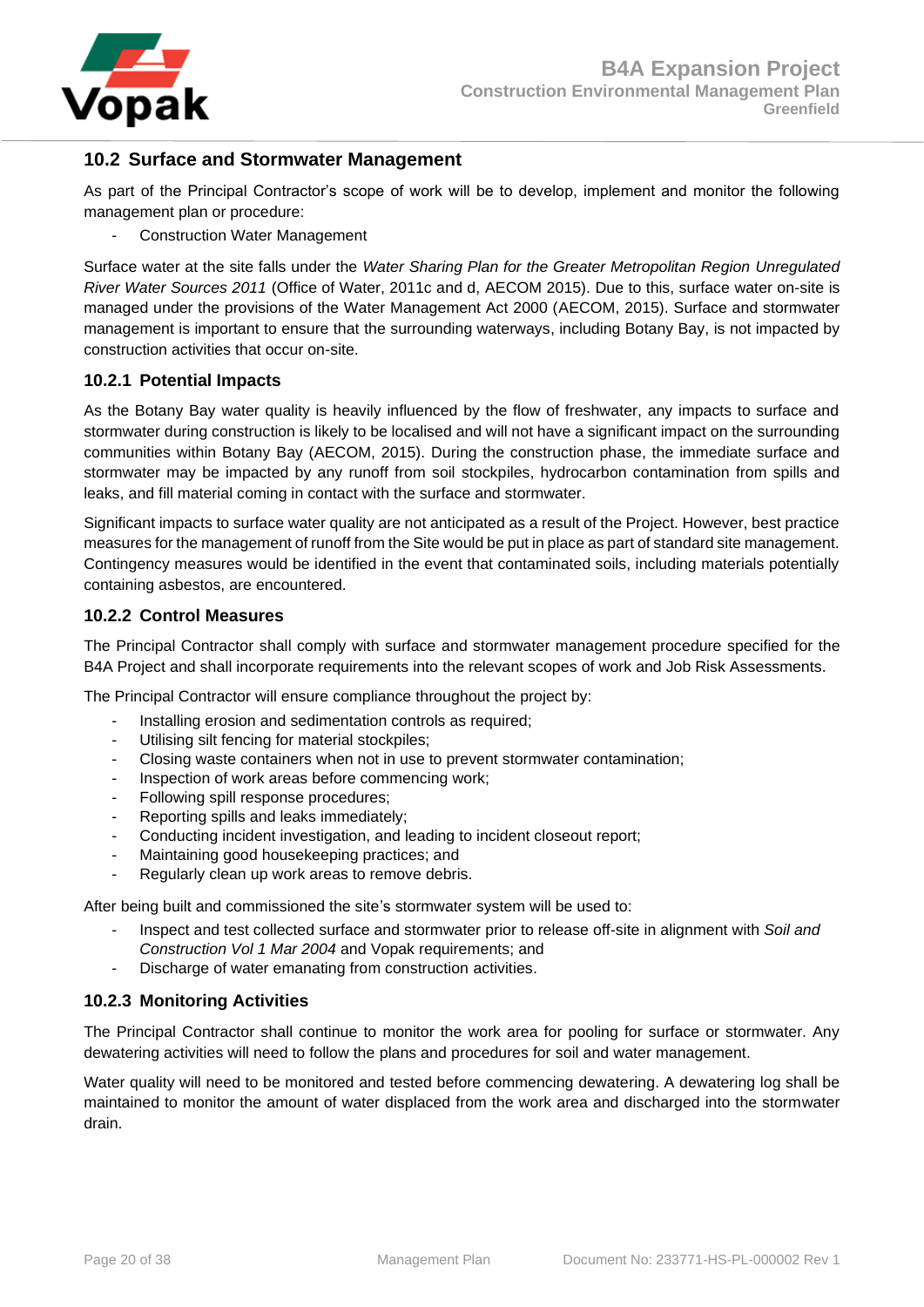## 10.2 Surface and Stormwater Management

As part of the Principal Contractor's scope of work will be to develop, implement and monitor the following management plan or procedure:

- Construction Water Management

Surface water at the site falls under the *Water Sharing Plan for the Greater Metropolitan Region Unregulated River Water Sources 2011* (Office of Water, 2011c and d, AECOM 2015). Due to this, surface water on-site is managed under the provisions of the Water Management Act 2000 (AECOM, 2015). Surface and stormwater management is important to ensure that the surrounding waterways, including Botany Bay, is not impacted by construction activities that occur on-site.

### 10.2.1 Potential Impacts

As the Botany Bay water quality is heavily influenced by the flow of freshwater, any impacts to surface and stormwater during construction is likely to be localised and will not have a significant impact on the surrounding communities within Botany Bay (AECOM, 2015). During the construction phase, the immediate surface and stormwater may be impacted by any runoff from soil stockpiles, hydrocarbon contamination from spills and leaks, and fill material coming in contact with the surface and stormwater.

Significant impacts to surface water quality are not anticipated as a result of the Project. However, best practice measures for the management of runoff from the Site would be put in place as part of standard site management. Contingency measures would be identified in the event that contaminated soils, including materials potentially containing asbestos, are encountered.

### 10.2.2 Control Measures

The Principal Contractor shall comply with surface and stormwater management procedure specified for the B4A Project and shall incorporate requirements into the relevant scopes of work and Job Risk Assessments.

The Principal Contractor will ensure compliance throughout the project by:

- Installing erosion and sedimentation controls as required;
- Utilising silt fencing for material stockpiles;
- Closing waste containers when not in use to prevent stormwater contamination;
- Inspection of work areas before commencing work;
- Following spill response procedures;
- Reporting spills and leaks immediately;
- Conducting incident investigation, and leading to incident closeout report;
- Maintaining good housekeeping practices; and
- Regularly clean up work areas to remove debris.

After being built and commissioned the site's stormwater system will be used to:

- Inspect and test collected surface and stormwater prior to release off-site in alignment with *Soil and Construction Vol 1 Mar 2004* and Vopak requirements; and
- Discharge of water emanating from construction activities.

### 10.2.3 Monitoring Activities

The Principal Contractor shall continue to monitor the work area for pooling for surface or stormwater. Any dewatering activities will need to follow the plans and procedures for soil and water management.

Water quality will need to be monitored and tested before commencing dewatering. A dewatering log shall be maintained to monitor the amount of water displaced from the work area and discharged into the stormwater drain.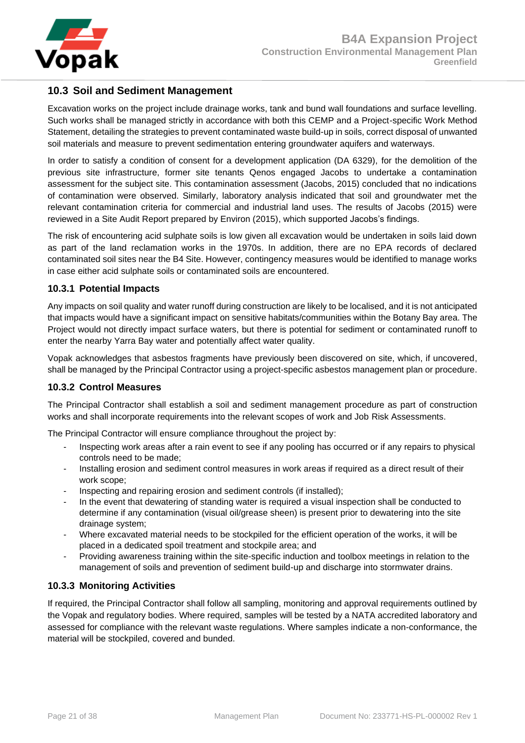## 10.3 Soil and Sediment Management

Excavation works on the project include drainage works, tank and bund wall foundations and surface levelling. Such works shall be managed strictly in accordance with both this CEMP and a Project-specific Work Method Statement, detailing the strategies to prevent contaminated waste build-up in soils, correct disposal of unwanted soil materials and measure to prevent sedimentation entering groundwater aquifers and waterways.

In order to satisfy a condition of consent for a development application (DA 6329), for the demolition of the previous site infrastructure, former site tenants Qenos engaged Jacobs to undertake a contamination assessment for the subject site. This contamination assessment (Jacobs, 2015) concluded that no indications of contamination were observed. Similarly, laboratory analysis indicated that soil and groundwater met the relevant contamination criteria for commercial and industrial land uses. The results of Jacobs (2015) were reviewed in a Site Audit Report prepared by Environ (2015), which supported Jacobs's findings.

The risk of encountering acid sulphate soils is low given all excavation would be undertaken in soils laid down as part of the land reclamation works in the 1970s. In addition, there are no EPA records of declared contaminated soil sites near the B4 Site. However, contingency measures would be identified to manage works in case either acid sulphate soils or contaminated soils are encountered.

### 10.3.1 Potential Impacts

Any impacts on soil quality and water runoff during construction are likely to be localised, and it is not anticipated that impacts would have a significant impact on sensitive habitats/communities within the Botany Bay area. The Project would not directly impact surface waters, but there is potential for sediment or contaminated runoff to enter the nearby Yarra Bay water and potentially affect water quality.

Vopak acknowledges that asbestos fragments have previously been discovered on site, which, if uncovered, shall be managed by the Principal Contractor using a project-specific asbestos management plan or procedure.

### 10.3.2 Control Measures

The Principal Contractor shall establish a soil and sediment management procedure as part of construction works and shall incorporate requirements into the relevant scopes of work and Job Risk Assessments.

The Principal Contractor will ensure compliance throughout the project by:

- Inspecting work areas after a rain event to see if any pooling has occurred or if any repairs to physical controls need to be made;
- Installing erosion and sediment control measures in work areas if required as a direct result of their work scope;
- Inspecting and repairing erosion and sediment controls (if installed);
- In the event that dewatering of standing water is required a visual inspection shall be conducted to determine if any contamination (visual oil/grease sheen) is present prior to dewatering into the site drainage system;
- Where excavated material needs to be stockpiled for the efficient operation of the works, it will be placed in a dedicated spoil treatment and stockpile area; and
- Providing awareness training within the site-specific induction and toolbox meetings in relation to the management of soils and prevention of sediment build-up and discharge into stormwater drains.

### 10.3.3 Monitoring Activities

If required, the Principal Contractor shall follow all sampling, monitoring and approval requirements outlined by the Vopak and regulatory bodies. Where required, samples will be tested by a NATA accredited laboratory and assessed for compliance with the relevant waste regulations. Where samples indicate a non-conformance, the material will be stockpiled, covered and bunded.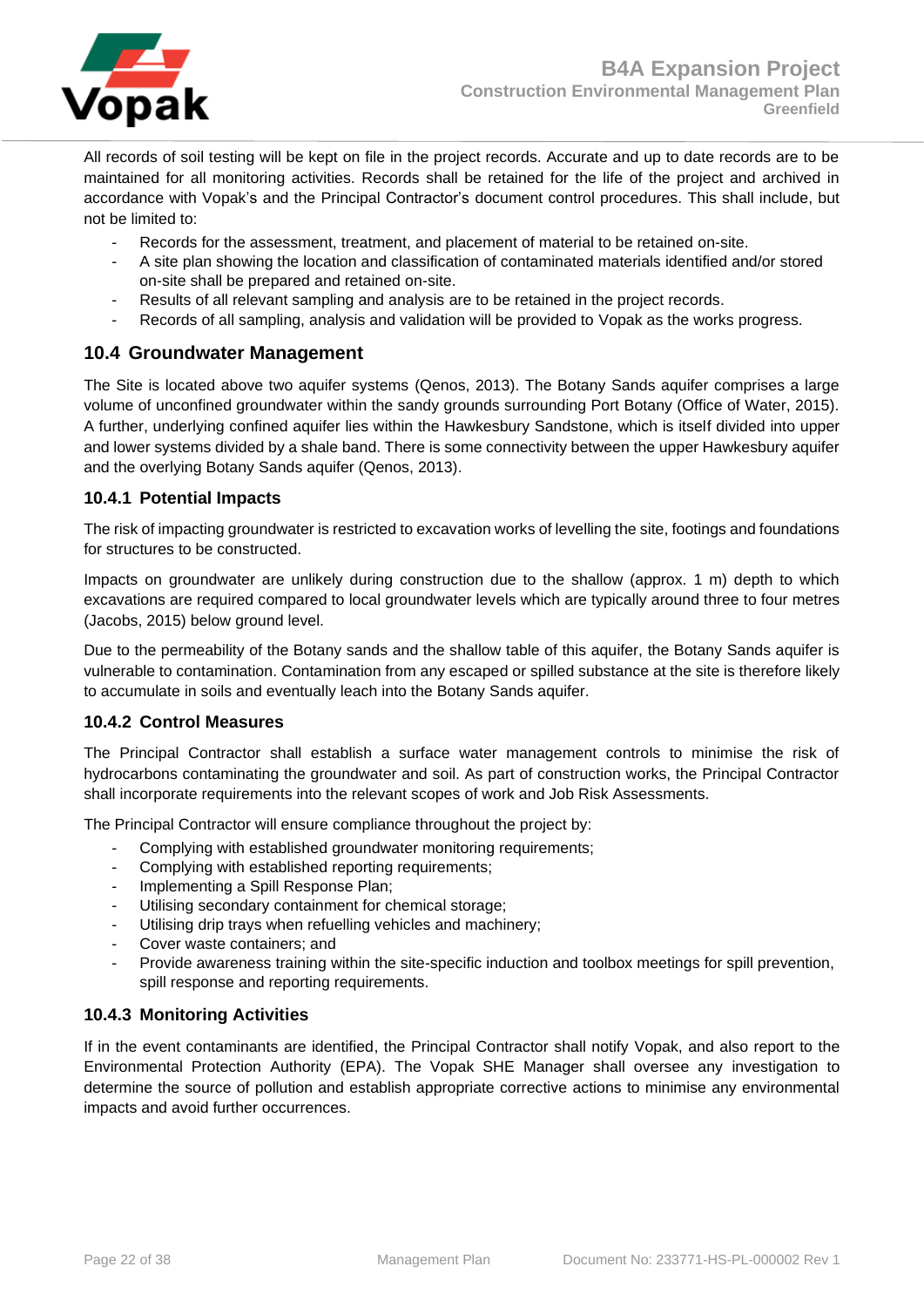All records of soil testing will be kept on file in the project records. Accurate and up to date records are to be maintained for all monitoring activities. Records shall be retained for the life of the project and archived in accordance with Vopak's and the Principal Contractor's document control procedures. This shall include, but not be limited to:

- Records for the assessment, treatment, and placement of material to be retained on-site.
- A site plan showing the location and classification of contaminated materials identified and/or stored on-site shall be prepared and retained on-site.
- Results of all relevant sampling and analysis are to be retained in the project records.
- Records of all sampling, analysis and validation will be provided to Vopak as the works progress.

## 10.4 Groundwater Management

The Site is located above two aquifer systems (Qenos, 2013). The Botany Sands aquifer comprises a large volume of unconfined groundwater within the sandy grounds surrounding Port Botany (Office of Water, 2015). A further, underlying confined aquifer lies within the Hawkesbury Sandstone, which is itself divided into upper and lower systems divided by a shale band. There is some connectivity between the upper Hawkesbury aquifer and the overlying Botany Sands aquifer (Qenos, 2013).

### 10.4.1 Potential Impacts

The risk of impacting groundwater is restricted to excavation works of levelling the site, footings and foundations for structures to be constructed.

Impacts on groundwater are unlikely during construction due to the shallow (approx. 1 m) depth to which excavations are required compared to local groundwater levels which are typically around three to four metres (Jacobs, 2015) below ground level.

Due to the permeability of the Botany sands and the shallow table of this aquifer, the Botany Sands aquifer is vulnerable to contamination. Contamination from any escaped or spilled substance at the site is therefore likely to accumulate in soils and eventually leach into the Botany Sands aquifer.

### 10.4.2 Control Measures

The Principal Contractor shall establish a surface water management controls to minimise the risk of hydrocarbons contaminating the groundwater and soil. As part of construction works, the Principal Contractor shall incorporate requirements into the relevant scopes of work and Job Risk Assessments.

The Principal Contractor will ensure compliance throughout the project by:

- Complying with established groundwater monitoring requirements;
- Complying with established reporting requirements;
- Implementing a Spill Response Plan;
- Utilising secondary containment for chemical storage;
- Utilising drip trays when refuelling vehicles and machinery;
- Cover waste containers; and
- Provide awareness training within the site-specific induction and toolbox meetings for spill prevention, spill response and reporting requirements.

### 10.4.3 Monitoring Activities

If in the event contaminants are identified, the Principal Contractor shall notify Vopak, and also report to the Environmental Protection Authority (EPA). The Vopak SHE Manager shall oversee any investigation to determine the source of pollution and establish appropriate corrective actions to minimise any environmental impacts and avoid further occurrences.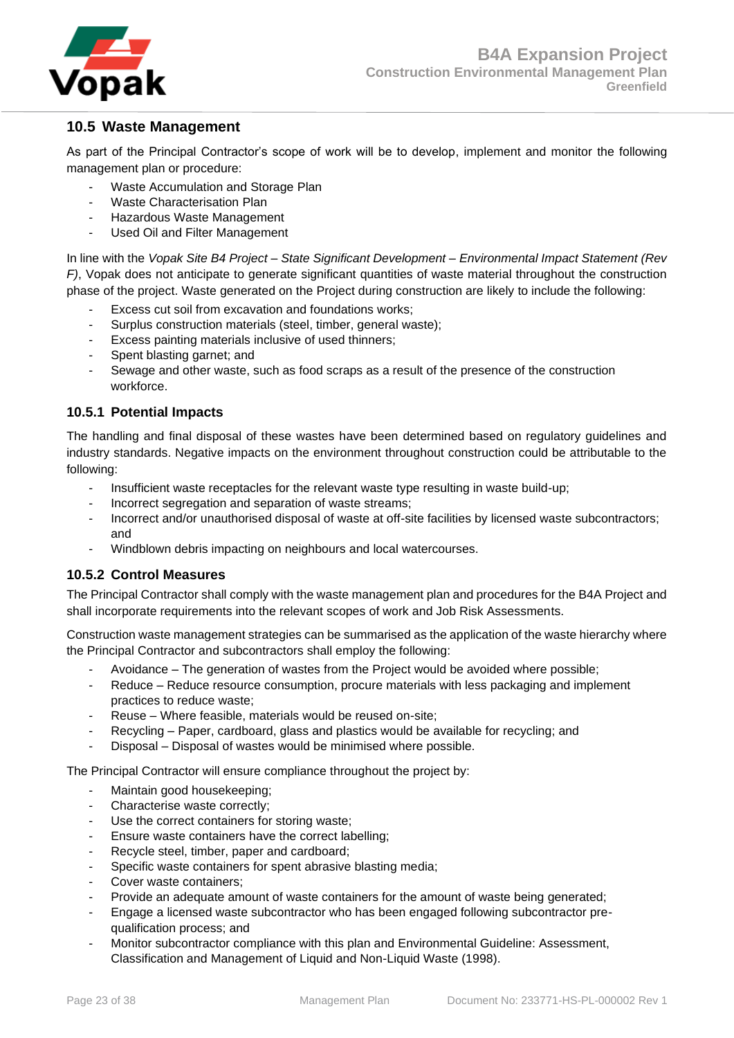## 10.5 Waste Management

As part of the Principal Contractor's scope of work will be to develop, implement and monitor the following management plan or procedure:

- Waste Accumulation and Storage Plan
- Waste Characterisation Plan
- Hazardous Waste Management
- Used Oil and Filter Management

In line with the *Vopak Site B4 Project – State Significant Development – Environmental Impact Statement (Rev F)*, Vopak does not anticipate to generate significant quantities of waste material throughout the construction phase of the project. Waste generated on the Project during construction are likely to include the following:

- Excess cut soil from excavation and foundations works;
- Surplus construction materials (steel, timber, general waste);
- Excess painting materials inclusive of used thinners;
- Spent blasting garnet; and
- Sewage and other waste, such as food scraps as a result of the presence of the construction workforce.

### 10.5.1 Potential Impacts

The handling and final disposal of these wastes have been determined based on regulatory guidelines and industry standards. Negative impacts on the environment throughout construction could be attributable to the following:

- Insufficient waste receptacles for the relevant waste type resulting in waste build-up;
- Incorrect segregation and separation of waste streams;
- Incorrect and/or unauthorised disposal of waste at off-site facilities by licensed waste subcontractors; and
- Windblown debris impacting on neighbours and local watercourses.

### 10.5.2 Control Measures

The Principal Contractor shall comply with the waste management plan and procedures for the B4A Project and shall incorporate requirements into the relevant scopes of work and Job Risk Assessments.

Construction waste management strategies can be summarised as the application of the waste hierarchy where the Principal Contractor and subcontractors shall employ the following:

- Avoidance – The generation of wastes from the Project would be avoided where possible;
- Reduce – Reduce resource consumption, procure materials with less packaging and implement practices to reduce waste;
- Reuse – Where feasible, materials would be reused on-site;
- Recycling – Paper, cardboard, glass and plastics would be available for recycling; and
- Disposal – Disposal of wastes would be minimised where possible.

The Principal Contractor will ensure compliance throughout the project by:

- Maintain good housekeeping;
- Characterise waste correctly;
- Use the correct containers for storing waste;
- Ensure waste containers have the correct labelling;
- Recycle steel, timber, paper and cardboard;
- Specific waste containers for spent abrasive blasting media;
- Cover waste containers;
- Provide an adequate amount of waste containers for the amount of waste being generated;
- Engage a licensed waste subcontractor who has been engaged following subcontractor pre-qualification process; and
- Monitor subcontractor compliance with this plan and Environmental Guideline: Assessment, Classification and Management of Liquid and Non-Liquid Waste (1998).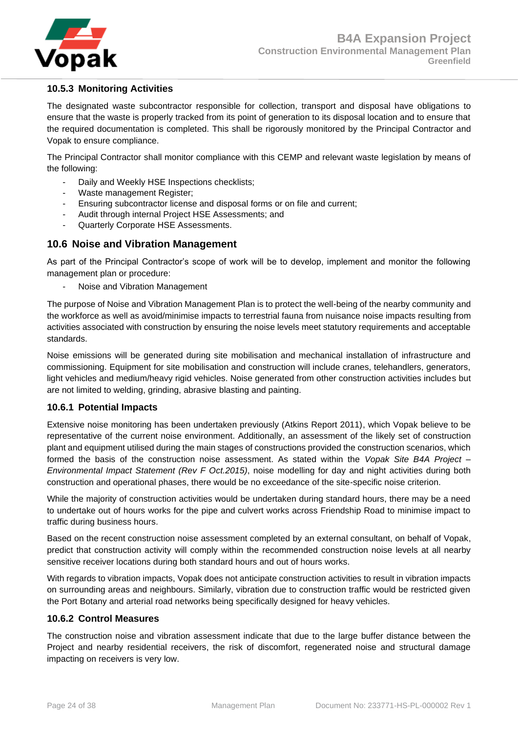### 10.5.3 Monitoring Activities

The designated waste subcontractor responsible for collection, transport and disposal have obligations to ensure that the waste is properly tracked from its point of generation to its disposal location and to ensure that the required documentation is completed. This shall be rigorously monitored by the Principal Contractor and Vopak to ensure compliance.

The Principal Contractor shall monitor compliance with this CEMP and relevant waste legislation by means of the following:

- Daily and Weekly HSE Inspections checklists;
- Waste management Register;
- Ensuring subcontractor license and disposal forms or on file and current;
- Audit through internal Project HSE Assessments; and
- Quarterly Corporate HSE Assessments.

## 10.6 Noise and Vibration Management

As part of the Principal Contractor's scope of work will be to develop, implement and monitor the following management plan or procedure:

- Noise and Vibration Management

The purpose of Noise and Vibration Management Plan is to protect the well-being of the nearby community and the workforce as well as avoid/minimise impacts to terrestrial fauna from nuisance noise impacts resulting from activities associated with construction by ensuring the noise levels meet statutory requirements and acceptable standards.

Noise emissions will be generated during site mobilisation and mechanical installation of infrastructure and commissioning. Equipment for site mobilisation and construction will include cranes, telehandlers, generators, light vehicles and medium/heavy rigid vehicles. Noise generated from other construction activities includes but are not limited to welding, grinding, abrasive blasting and painting.

### 10.6.1 Potential Impacts

Extensive noise monitoring has been undertaken previously (Atkins Report 2011), which Vopak believe to be representative of the current noise environment. Additionally, an assessment of the likely set of construction plant and equipment utilised during the main stages of constructions provided the construction scenarios, which formed the basis of the construction noise assessment. As stated within the *Vopak Site B4A Project – Environmental Impact Statement (Rev F Oct.2015)*, noise modelling for day and night activities during both construction and operational phases, there would be no exceedance of the site-specific noise criterion.

While the majority of construction activities would be undertaken during standard hours, there may be a need to undertake out of hours works for the pipe and culvert works across Friendship Road to minimise impact to traffic during business hours.

Based on the recent construction noise assessment completed by an external consultant, on behalf of Vopak, predict that construction activity will comply within the recommended construction noise levels at all nearby sensitive receiver locations during both standard hours and out of hours works.

With regards to vibration impacts, Vopak does not anticipate construction activities to result in vibration impacts on surrounding areas and neighbours. Similarly, vibration due to construction traffic would be restricted given the Port Botany and arterial road networks being specifically designed for heavy vehicles.

### 10.6.2 Control Measures

The construction noise and vibration assessment indicate that due to the large buffer distance between the Project and nearby residential receivers, the risk of discomfort, regenerated noise and structural damage impacting on receivers is very low.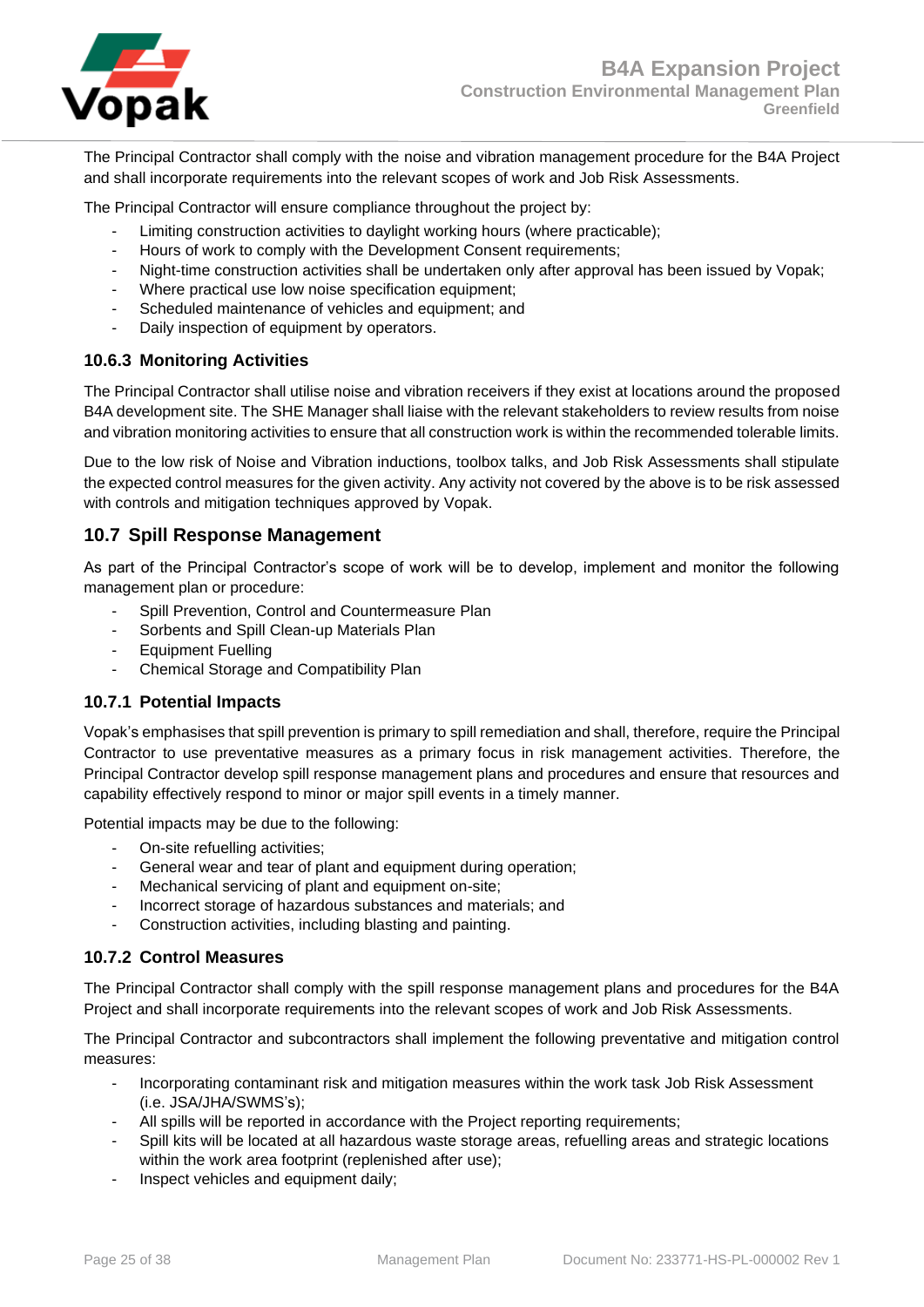The Principal Contractor shall comply with the noise and vibration management procedure for the B4A Project and shall incorporate requirements into the relevant scopes of work and Job Risk Assessments.

The Principal Contractor will ensure compliance throughout the project by:

- Limiting construction activities to daylight working hours (where practicable);
- Hours of work to comply with the Development Consent requirements;
- Night-time construction activities shall be undertaken only after approval has been issued by Vopak;
- Where practical use low noise specification equipment;
- Scheduled maintenance of vehicles and equipment; and
- Daily inspection of equipment by operators.

### 10.6.3 Monitoring Activities

The Principal Contractor shall utilise noise and vibration receivers if they exist at locations around the proposed B4A development site. The SHE Manager shall liaise with the relevant stakeholders to review results from noise and vibration monitoring activities to ensure that all construction work is within the recommended tolerable limits.

Due to the low risk of Noise and Vibration inductions, toolbox talks, and Job Risk Assessments shall stipulate the expected control measures for the given activity. Any activity not covered by the above is to be risk assessed with controls and mitigation techniques approved by Vopak.

## 10.7 Spill Response Management

As part of the Principal Contractor's scope of work will be to develop, implement and monitor the following management plan or procedure:

- Spill Prevention, Control and Countermeasure Plan
- Sorbents and Spill Clean-up Materials Plan
- Equipment Fuelling
- Chemical Storage and Compatibility Plan

### 10.7.1 Potential Impacts

Vopak's emphasises that spill prevention is primary to spill remediation and shall, therefore, require the Principal Contractor to use preventative measures as a primary focus in risk management activities. Therefore, the Principal Contractor develop spill response management plans and procedures and ensure that resources and capability effectively respond to minor or major spill events in a timely manner.

Potential impacts may be due to the following:

- On-site refuelling activities;
- General wear and tear of plant and equipment during operation;
- Mechanical servicing of plant and equipment on-site;
- Incorrect storage of hazardous substances and materials; and
- Construction activities, including blasting and painting.

### 10.7.2 Control Measures

The Principal Contractor shall comply with the spill response management plans and procedures for the B4A Project and shall incorporate requirements into the relevant scopes of work and Job Risk Assessments.

The Principal Contractor and subcontractors shall implement the following preventative and mitigation control measures:

- Incorporating contaminant risk and mitigation measures within the work task Job Risk Assessment (i.e. JSA/JHA/SWMS's);
- All spills will be reported in accordance with the Project reporting requirements;
- Spill kits will be located at all hazardous waste storage areas, refuelling areas and strategic locations within the work area footprint (replenished after use);
- Inspect vehicles and equipment daily;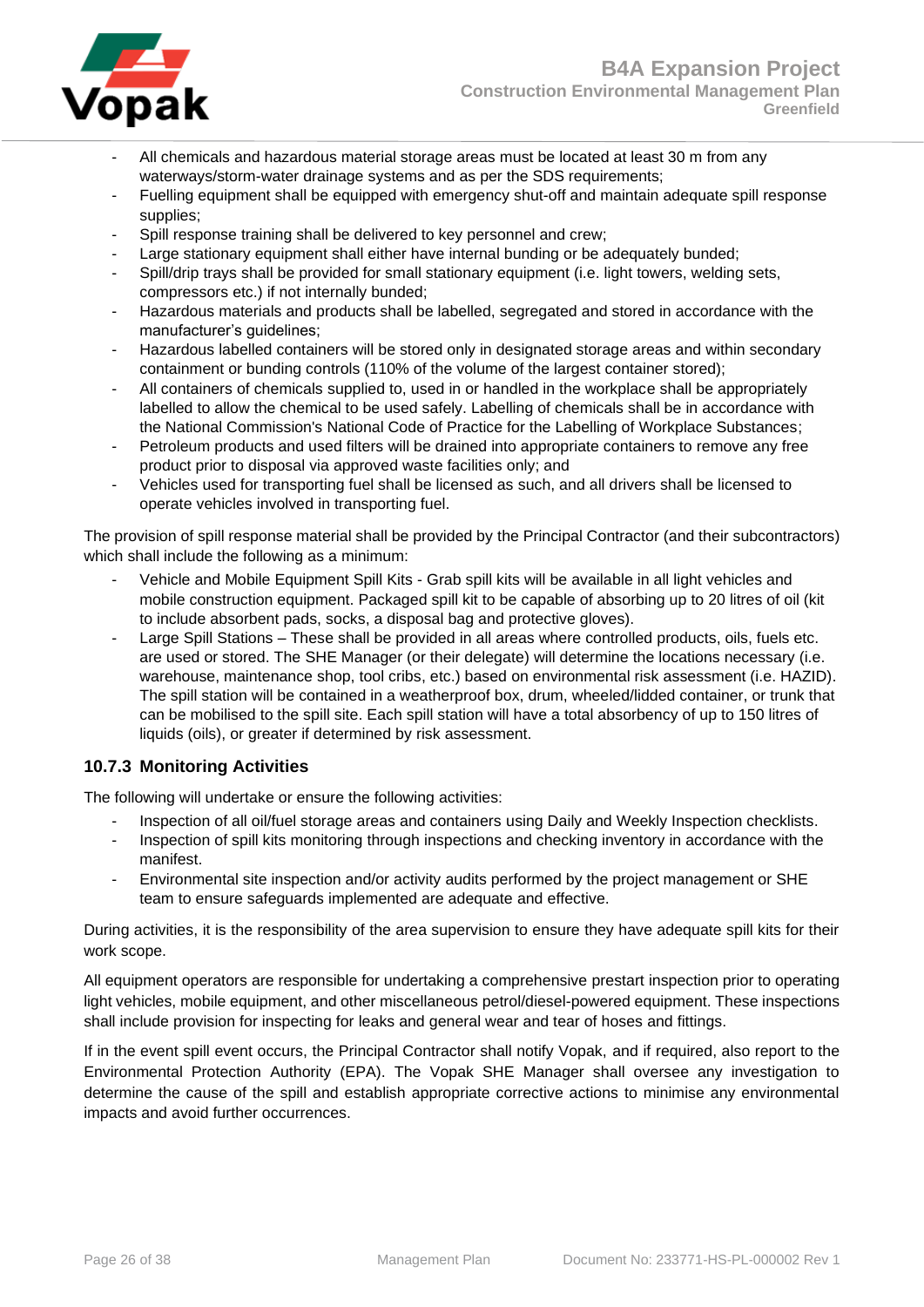- All chemicals and hazardous material storage areas must be located at least 30 m from any waterways/storm-water drainage systems and as per the SDS requirements;
- Fuelling equipment shall be equipped with emergency shut-off and maintain adequate spill response supplies;
- Spill response training shall be delivered to key personnel and crew;
- Large stationary equipment shall either have internal bunding or be adequately bunded;
- Spill/drip trays shall be provided for small stationary equipment (i.e. light towers, welding sets, compressors etc.) if not internally bunded;
- Hazardous materials and products shall be labelled, segregated and stored in accordance with the manufacturer's guidelines;
- Hazardous labelled containers will be stored only in designated storage areas and within secondary containment or bunding controls (110% of the volume of the largest container stored);
- All containers of chemicals supplied to, used in or handled in the workplace shall be appropriately labelled to allow the chemical to be used safely. Labelling of chemicals shall be in accordance with the National Commission's National Code of Practice for the Labelling of Workplace Substances;
- Petroleum products and used filters will be drained into appropriate containers to remove any free product prior to disposal via approved waste facilities only; and
- Vehicles used for transporting fuel shall be licensed as such, and all drivers shall be licensed to operate vehicles involved in transporting fuel.

The provision of spill response material shall be provided by the Principal Contractor (and their subcontractors) which shall include the following as a minimum:

- Vehicle and Mobile Equipment Spill Kits - Grab spill kits will be available in all light vehicles and mobile construction equipment. Packaged spill kit to be capable of absorbing up to 20 litres of oil (kit to include absorbent pads, socks, a disposal bag and protective gloves).
- Large Spill Stations – These shall be provided in all areas where controlled products, oils, fuels etc. are used or stored. The SHE Manager (or their delegate) will determine the locations necessary (i.e. warehouse, maintenance shop, tool cribs, etc.) based on environmental risk assessment (i.e. HAZID). The spill station will be contained in a weatherproof box, drum, wheeled/lidded container, or trunk that can be mobilised to the spill site. Each spill station will have a total absorbency of up to 150 litres of liquids (oils), or greater if determined by risk assessment.

### 10.7.3 Monitoring Activities

The following will undertake or ensure the following activities:

- Inspection of all oil/fuel storage areas and containers using Daily and Weekly Inspection checklists.
- Inspection of spill kits monitoring through inspections and checking inventory in accordance with the manifest.
- Environmental site inspection and/or activity audits performed by the project management or SHE team to ensure safeguards implemented are adequate and effective.

During activities, it is the responsibility of the area supervision to ensure they have adequate spill kits for their work scope.

All equipment operators are responsible for undertaking a comprehensive prestart inspection prior to operating light vehicles, mobile equipment, and other miscellaneous petrol/diesel-powered equipment. These inspections shall include provision for inspecting for leaks and general wear and tear of hoses and fittings.

If in the event spill event occurs, the Principal Contractor shall notify Vopak, and if required, also report to the Environmental Protection Authority (EPA). The Vopak SHE Manager shall oversee any investigation to determine the cause of the spill and establish appropriate corrective actions to minimise any environmental impacts and avoid further occurrences.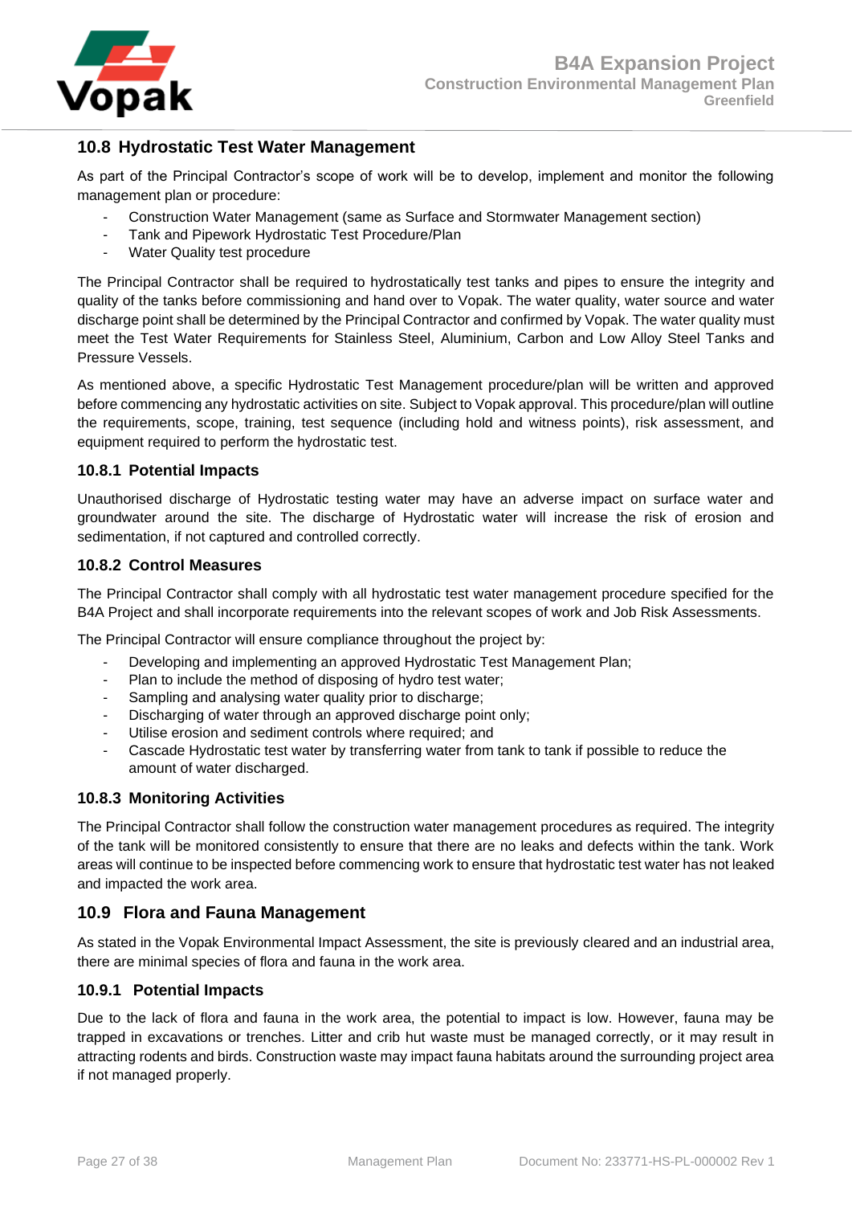## 10.8 Hydrostatic Test Water Management

As part of the Principal Contractor's scope of work will be to develop, implement and monitor the following management plan or procedure:

- Construction Water Management (same as Surface and Stormwater Management section)
- Tank and Pipework Hydrostatic Test Procedure/Plan
- Water Quality test procedure

The Principal Contractor shall be required to hydrostatically test tanks and pipes to ensure the integrity and quality of the tanks before commissioning and hand over to Vopak. The water quality, water source and water discharge point shall be determined by the Principal Contractor and confirmed by Vopak. The water quality must meet the Test Water Requirements for Stainless Steel, Aluminium, Carbon and Low Alloy Steel Tanks and Pressure Vessels.

As mentioned above, a specific Hydrostatic Test Management procedure/plan will be written and approved before commencing any hydrostatic activities on site. Subject to Vopak approval. This procedure/plan will outline the requirements, scope, training, test sequence (including hold and witness points), risk assessment, and equipment required to perform the hydrostatic test.

### 10.8.1 Potential Impacts

Unauthorised discharge of Hydrostatic testing water may have an adverse impact on surface water and groundwater around the site. The discharge of Hydrostatic water will increase the risk of erosion and sedimentation, if not captured and controlled correctly.

### 10.8.2 Control Measures

The Principal Contractor shall comply with all hydrostatic test water management procedure specified for the B4A Project and shall incorporate requirements into the relevant scopes of work and Job Risk Assessments.

The Principal Contractor will ensure compliance throughout the project by:

- Developing and implementing an approved Hydrostatic Test Management Plan;
- Plan to include the method of disposing of hydro test water;
- Sampling and analysing water quality prior to discharge;
- Discharging of water through an approved discharge point only;
- Utilise erosion and sediment controls where required; and
- Cascade Hydrostatic test water by transferring water from tank to tank if possible to reduce the amount of water discharged.

### 10.8.3 Monitoring Activities

The Principal Contractor shall follow the construction water management procedures as required. The integrity of the tank will be monitored consistently to ensure that there are no leaks and defects within the tank. Work areas will continue to be inspected before commencing work to ensure that hydrostatic test water has not leaked and impacted the work area.

## 10.9 Flora and Fauna Management

As stated in the Vopak Environmental Impact Assessment, the site is previously cleared and an industrial area, there are minimal species of flora and fauna in the work area.

### 10.9.1 Potential Impacts

Due to the lack of flora and fauna in the work area, the potential to impact is low. However, fauna may be trapped in excavations or trenches. Litter and crib hut waste must be managed correctly, or it may result in attracting rodents and birds. Construction waste may impact fauna habitats around the surrounding project area if not managed properly.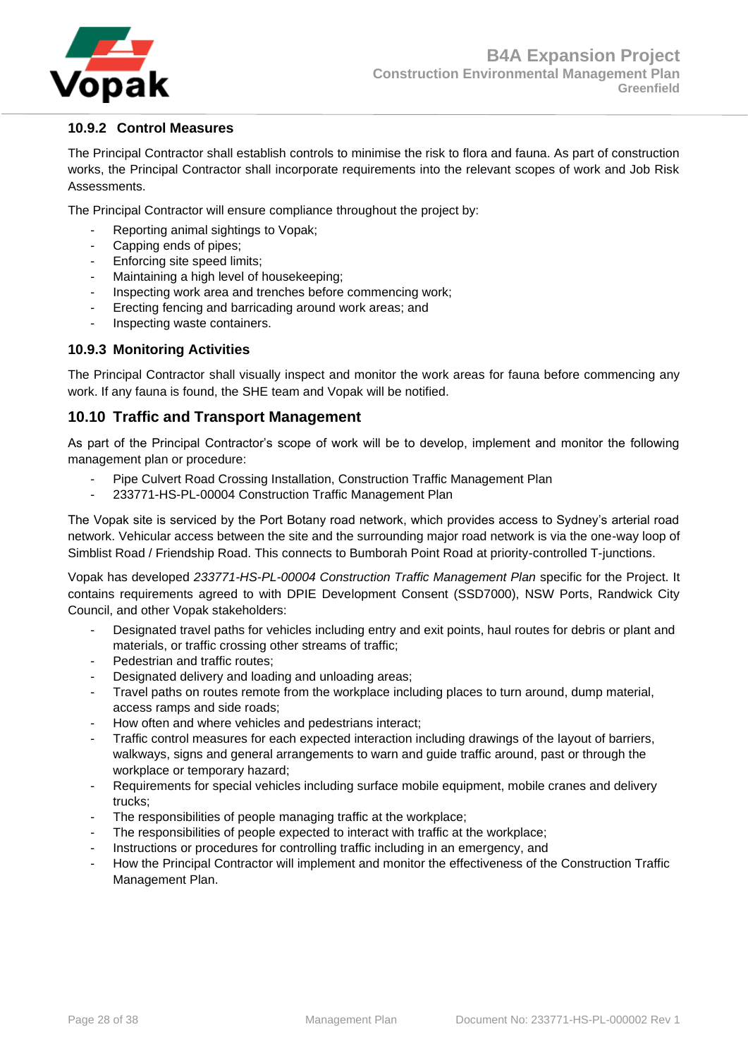### 10.9.2 Control Measures

The Principal Contractor shall establish controls to minimise the risk to flora and fauna. As part of construction works, the Principal Contractor shall incorporate requirements into the relevant scopes of work and Job Risk Assessments.

The Principal Contractor will ensure compliance throughout the project by:

- Reporting animal sightings to Vopak;
- Capping ends of pipes;
- Enforcing site speed limits;
- Maintaining a high level of housekeeping;
- Inspecting work area and trenches before commencing work;
- Erecting fencing and barricading around work areas; and
- Inspecting waste containers.

### 10.9.3 Monitoring Activities

The Principal Contractor shall visually inspect and monitor the work areas for fauna before commencing any work. If any fauna is found, the SHE team and Vopak will be notified.

## 10.10 Traffic and Transport Management

As part of the Principal Contractor's scope of work will be to develop, implement and monitor the following management plan or procedure:

- Pipe Culvert Road Crossing Installation, Construction Traffic Management Plan
- 233771-HS-PL-00004 Construction Traffic Management Plan

The Vopak site is serviced by the Port Botany road network, which provides access to Sydney's arterial road network. Vehicular access between the site and the surrounding major road network is via the one-way loop of Simblist Road / Friendship Road. This connects to Bumborah Point Road at priority-controlled T-junctions.

Vopak has developed *233771-HS-PL-00004 Construction Traffic Management Plan* specific for the Project. It contains requirements agreed to with DPIE Development Consent (SSD7000), NSW Ports, Randwick City Council, and other Vopak stakeholders:

- Designated travel paths for vehicles including entry and exit points, haul routes for debris or plant and materials, or traffic crossing other streams of traffic;
- Pedestrian and traffic routes;
- Designated delivery and loading and unloading areas;
- Travel paths on routes remote from the workplace including places to turn around, dump material, access ramps and side roads;
- How often and where vehicles and pedestrians interact;
- Traffic control measures for each expected interaction including drawings of the layout of barriers, walkways, signs and general arrangements to warn and guide traffic around, past or through the workplace or temporary hazard;
- Requirements for special vehicles including surface mobile equipment, mobile cranes and delivery trucks;
- The responsibilities of people managing traffic at the workplace;
- The responsibilities of people expected to interact with traffic at the workplace;
- Instructions or procedures for controlling traffic including in an emergency, and
- How the Principal Contractor will implement and monitor the effectiveness of the Construction Traffic Management Plan.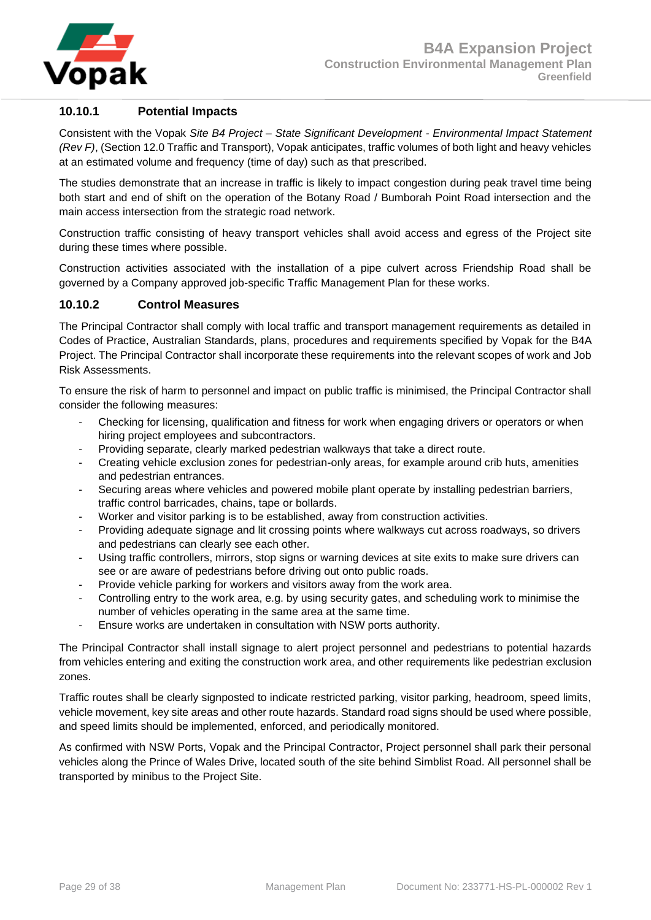### 10.10.1 Potential Impacts

Consistent with the Vopak *Site B4 Project – State Significant Development - Environmental Impact Statement (Rev F)*, (Section 12.0 Traffic and Transport), Vopak anticipates, traffic volumes of both light and heavy vehicles at an estimated volume and frequency (time of day) such as that prescribed.

The studies demonstrate that an increase in traffic is likely to impact congestion during peak travel time being both start and end of shift on the operation of the Botany Road / Bumborah Point Road intersection and the main access intersection from the strategic road network.

Construction traffic consisting of heavy transport vehicles shall avoid access and egress of the Project site during these times where possible.

Construction activities associated with the installation of a pipe culvert across Friendship Road shall be governed by a Company approved job-specific Traffic Management Plan for these works.

### 10.10.2 Control Measures

The Principal Contractor shall comply with local traffic and transport management requirements as detailed in Codes of Practice, Australian Standards, plans, procedures and requirements specified by Vopak for the B4A Project. The Principal Contractor shall incorporate these requirements into the relevant scopes of work and Job Risk Assessments.

To ensure the risk of harm to personnel and impact on public traffic is minimised, the Principal Contractor shall consider the following measures:

- Checking for licensing, qualification and fitness for work when engaging drivers or operators or when hiring project employees and subcontractors.
- Providing separate, clearly marked pedestrian walkways that take a direct route.
- Creating vehicle exclusion zones for pedestrian-only areas, for example around crib huts, amenities and pedestrian entrances.
- Securing areas where vehicles and powered mobile plant operate by installing pedestrian barriers, traffic control barricades, chains, tape or bollards.
- Worker and visitor parking is to be established, away from construction activities.
- Providing adequate signage and lit crossing points where walkways cut across roadways, so drivers and pedestrians can clearly see each other.
- Using traffic controllers, mirrors, stop signs or warning devices at site exits to make sure drivers can see or are aware of pedestrians before driving out onto public roads.
- Provide vehicle parking for workers and visitors away from the work area.
- Controlling entry to the work area, e.g. by using security gates, and scheduling work to minimise the number of vehicles operating in the same area at the same time.
- Ensure works are undertaken in consultation with NSW ports authority.

The Principal Contractor shall install signage to alert project personnel and pedestrians to potential hazards from vehicles entering and exiting the construction work area, and other requirements like pedestrian exclusion zones.

Traffic routes shall be clearly signposted to indicate restricted parking, visitor parking, headroom, speed limits, vehicle movement, key site areas and other route hazards. Standard road signs should be used where possible, and speed limits should be implemented, enforced, and periodically monitored.

As confirmed with NSW Ports, Vopak and the Principal Contractor, Project personnel shall park their personal vehicles along the Prince of Wales Drive, located south of the site behind Simblist Road. All personnel shall be transported by minibus to the Project Site.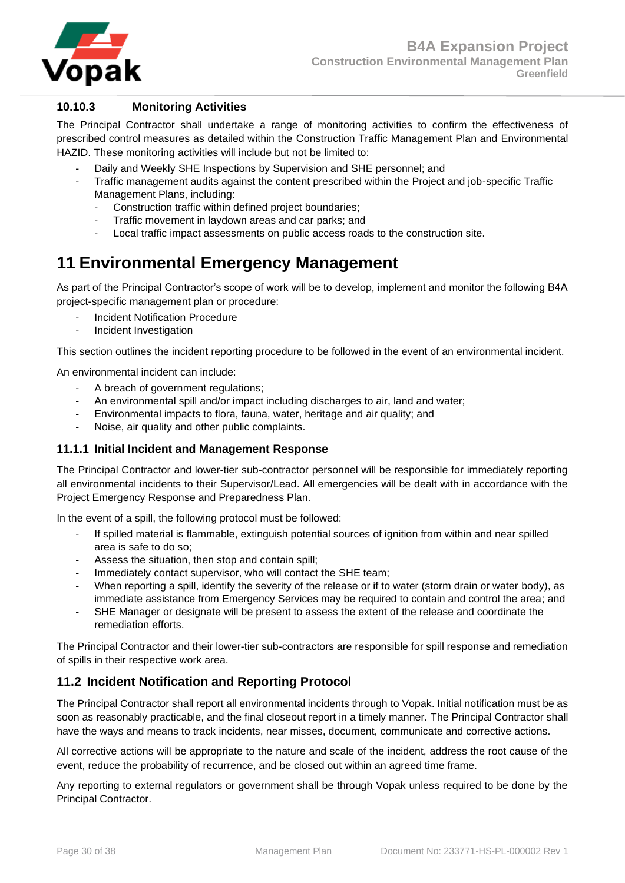#### 10.10.3 Monitoring Activities

The Principal Contractor shall undertake a range of monitoring activities to confirm the effectiveness of prescribed control measures as detailed within the Construction Traffic Management Plan and Environmental HAZID. These monitoring activities will include but not be limited to:

- Daily and Weekly SHE Inspections by Supervision and SHE personnel; and
- Traffic management audits against the content prescribed within the Project and job-specific Traffic Management Plans, including:
  - Construction traffic within defined project boundaries;
  - Traffic movement in laydown areas and car parks; and
  - Local traffic impact assessments on public access roads to the construction site.

# 11 Environmental Emergency Management

As part of the Principal Contractor's scope of work will be to develop, implement and monitor the following B4A project-specific management plan or procedure:

- Incident Notification Procedure
- Incident Investigation

This section outlines the incident reporting procedure to be followed in the event of an environmental incident.

An environmental incident can include:

- A breach of government regulations;
- An environmental spill and/or impact including discharges to air, land and water;
- Environmental impacts to flora, fauna, water, heritage and air quality; and
- Noise, air quality and other public complaints.

### 11.1.1 Initial Incident and Management Response

The Principal Contractor and lower-tier sub-contractor personnel will be responsible for immediately reporting all environmental incidents to their Supervisor/Lead. All emergencies will be dealt with in accordance with the Project Emergency Response and Preparedness Plan.

In the event of a spill, the following protocol must be followed:

- If spilled material is flammable, extinguish potential sources of ignition from within and near spilled area is safe to do so;
- Assess the situation, then stop and contain spill;
- Immediately contact supervisor, who will contact the SHE team;
- When reporting a spill, identify the severity of the release or if to water (storm drain or water body), as immediate assistance from Emergency Services may be required to contain and control the area; and
- SHE Manager or designate will be present to assess the extent of the release and coordinate the remediation efforts.

The Principal Contractor and their lower-tier sub-contractors are responsible for spill response and remediation of spills in their respective work area.

## 11.2 Incident Notification and Reporting Protocol

The Principal Contractor shall report all environmental incidents through to Vopak. Initial notification must be as soon as reasonably practicable, and the final closeout report in a timely manner. The Principal Contractor shall have the ways and means to track incidents, near misses, document, communicate and corrective actions.

All corrective actions will be appropriate to the nature and scale of the incident, address the root cause of the event, reduce the probability of recurrence, and be closed out within an agreed time frame.

Any reporting to external regulators or government shall be through Vopak unless required to be done by the Principal Contractor.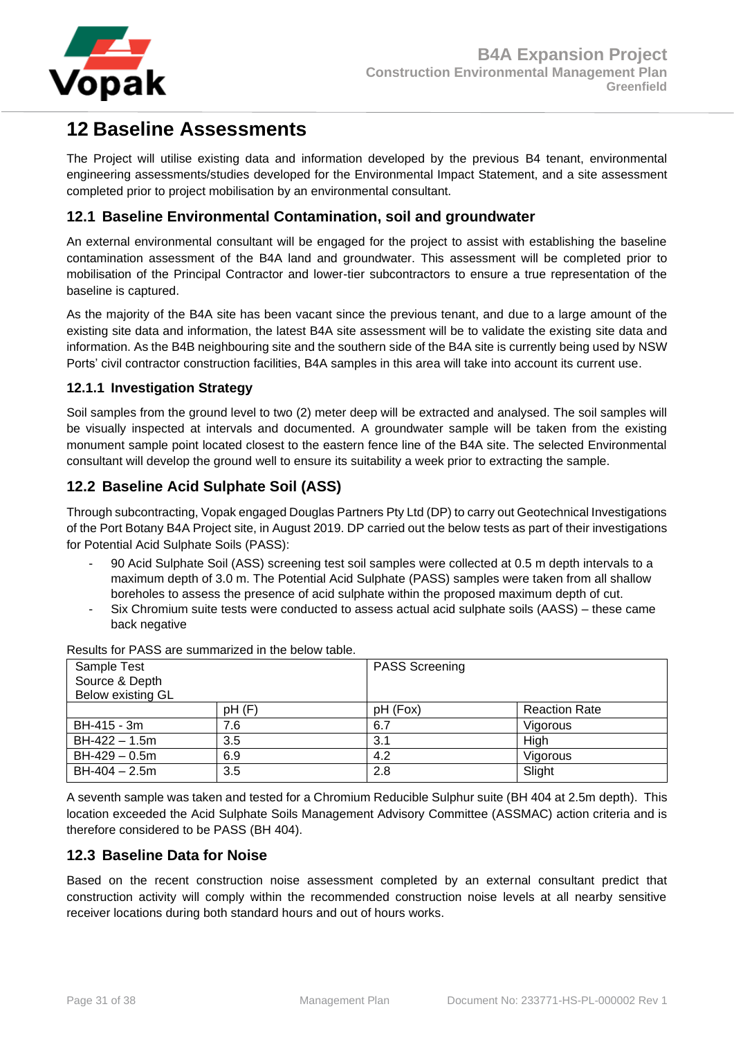# 12 Baseline Assessments

The Project will utilise existing data and information developed by the previous B4 tenant, environmental engineering assessments/studies developed for the Environmental Impact Statement, and a site assessment completed prior to project mobilisation by an environmental consultant.

## 12.1 Baseline Environmental Contamination, soil and groundwater

An external environmental consultant will be engaged for the project to assist with establishing the baseline contamination assessment of the B4A land and groundwater. This assessment will be completed prior to mobilisation of the Principal Contractor and lower-tier subcontractors to ensure a true representation of the baseline is captured.

As the majority of the B4A site has been vacant since the previous tenant, and due to a large amount of the existing site data and information, the latest B4A site assessment will be to validate the existing site data and information. As the B4B neighbouring site and the southern side of the B4A site is currently being used by NSW Ports' civil contractor construction facilities, B4A samples in this area will take into account its current use.

### 12.1.1 Investigation Strategy

Soil samples from the ground level to two (2) meter deep will be extracted and analysed. The soil samples will be visually inspected at intervals and documented. A groundwater sample will be taken from the existing monument sample point located closest to the eastern fence line of the B4A site. The selected Environmental consultant will develop the ground well to ensure its suitability a week prior to extracting the sample.

## 12.2 Baseline Acid Sulphate Soil (ASS)

Through subcontracting, Vopak engaged Douglas Partners Pty Ltd (DP) to carry out Geotechnical Investigations of the Port Botany B4A Project site, in August 2019. DP carried out the below tests as part of their investigations for Potential Acid Sulphate Soils (PASS):

- 90 Acid Sulphate Soil (ASS) screening test soil samples were collected at 0.5 m depth intervals to a maximum depth of 3.0 m. The Potential Acid Sulphate (PASS) samples were taken from all shallow boreholes to assess the presence of acid sulphate within the proposed maximum depth of cut.
- Six Chromium suite tests were conducted to assess actual acid sulphate soils (AASS) – these came back negative

Results for PASS are summarized in the below table.

| Sample Test Source & Depth Below existing GL | | PASS Screening | |
|---|---|---|---|
| | pH (F) | pH (Fox) | Reaction Rate |
| BH-415 - 3m | 7.6 | 6.7 | Vigorous |
| BH-422 – 1.5m | 3.5 | 3.1 | High |
| BH-429 – 0.5m | 6.9 | 4.2 | Vigorous |
| BH-404 – 2.5m | 3.5 | 2.8 | Slight |

A seventh sample was taken and tested for a Chromium Reducible Sulphur suite (BH 404 at 2.5m depth). This location exceeded the Acid Sulphate Soils Management Advisory Committee (ASSMAC) action criteria and is therefore considered to be PASS (BH 404).

## 12.3 Baseline Data for Noise

Based on the recent construction noise assessment completed by an external consultant predict that construction activity will comply within the recommended construction noise levels at all nearby sensitive receiver locations during both standard hours and out of hours works.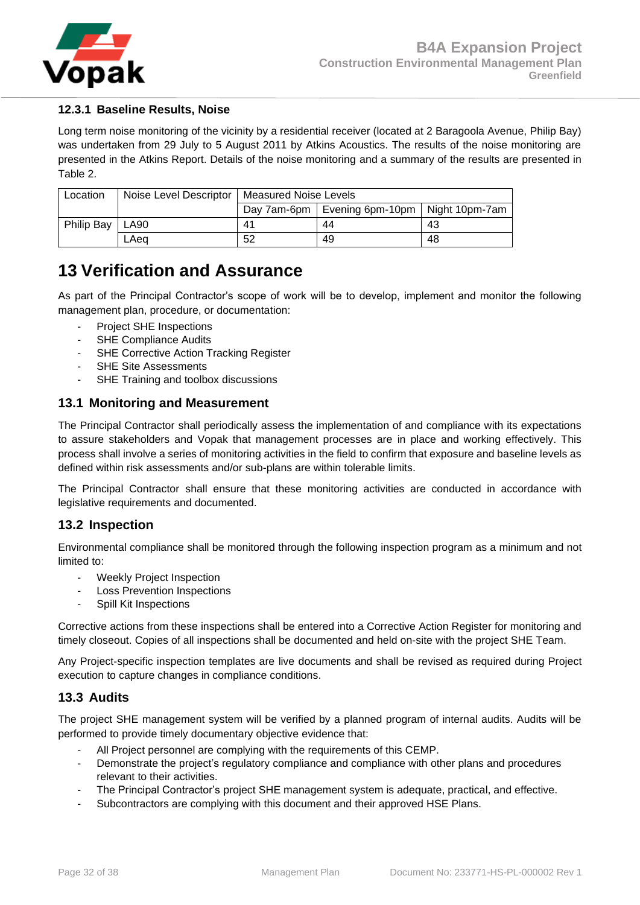### 12.3.1 Baseline Results, Noise

Long term noise monitoring of the vicinity by a residential receiver (located at 2 Baragoola Avenue, Philip Bay) was undertaken from 29 July to 5 August 2011 by Atkins Acoustics. The results of the noise monitoring are presented in the Atkins Report. Details of the noise monitoring and a summary of the results are presented in Table 2.

| Location | Noise Level Descriptor | Measured Noise Levels | | |
|---|---|---|---|---|
| | | Day 7am-6pm | Evening 6pm-10pm | Night 10pm-7am |
| Philip Bay | LA90 | 41 | 44 | 43 |
| | LAeq | 52 | 49 | 48 |

# 13 Verification and Assurance

As part of the Principal Contractor's scope of work will be to develop, implement and monitor the following management plan, procedure, or documentation:

- Project SHE Inspections
- SHE Compliance Audits
- SHE Corrective Action Tracking Register
- SHE Site Assessments
- SHE Training and toolbox discussions

## 13.1 Monitoring and Measurement

The Principal Contractor shall periodically assess the implementation of and compliance with its expectations to assure stakeholders and Vopak that management processes are in place and working effectively. This process shall involve a series of monitoring activities in the field to confirm that exposure and baseline levels as defined within risk assessments and/or sub-plans are within tolerable limits.

The Principal Contractor shall ensure that these monitoring activities are conducted in accordance with legislative requirements and documented.

## 13.2 Inspection

Environmental compliance shall be monitored through the following inspection program as a minimum and not limited to:

- Weekly Project Inspection
- Loss Prevention Inspections
- Spill Kit Inspections

Corrective actions from these inspections shall be entered into a Corrective Action Register for monitoring and timely closeout. Copies of all inspections shall be documented and held on-site with the project SHE Team.

Any Project-specific inspection templates are live documents and shall be revised as required during Project execution to capture changes in compliance conditions.

## 13.3 Audits

The project SHE management system will be verified by a planned program of internal audits. Audits will be performed to provide timely documentary objective evidence that:

- All Project personnel are complying with the requirements of this CEMP.
- Demonstrate the project's regulatory compliance and compliance with other plans and procedures relevant to their activities.
- The Principal Contractor's project SHE management system is adequate, practical, and effective.
- Subcontractors are complying with this document and their approved HSE Plans.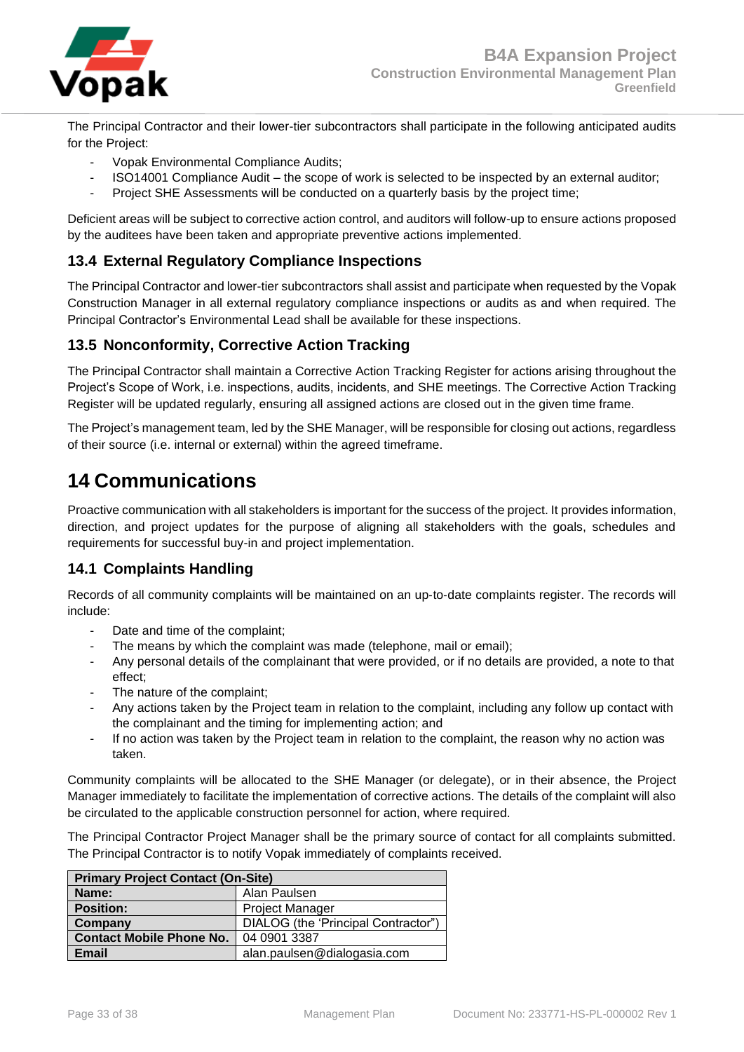The Principal Contractor and their lower-tier subcontractors shall participate in the following anticipated audits for the Project:

- Vopak Environmental Compliance Audits;
- ISO14001 Compliance Audit – the scope of work is selected to be inspected by an external auditor;
- Project SHE Assessments will be conducted on a quarterly basis by the project time;

Deficient areas will be subject to corrective action control, and auditors will follow-up to ensure actions proposed by the auditees have been taken and appropriate preventive actions implemented.

## 13.4 External Regulatory Compliance Inspections

The Principal Contractor and lower-tier subcontractors shall assist and participate when requested by the Vopak Construction Manager in all external regulatory compliance inspections or audits as and when required. The Principal Contractor's Environmental Lead shall be available for these inspections.

## 13.5 Nonconformity, Corrective Action Tracking

The Principal Contractor shall maintain a Corrective Action Tracking Register for actions arising throughout the Project's Scope of Work, i.e. inspections, audits, incidents, and SHE meetings. The Corrective Action Tracking Register will be updated regularly, ensuring all assigned actions are closed out in the given time frame.

The Project's management team, led by the SHE Manager, will be responsible for closing out actions, regardless of their source (i.e. internal or external) within the agreed timeframe.

# 14 Communications

Proactive communication with all stakeholders is important for the success of the project. It provides information, direction, and project updates for the purpose of aligning all stakeholders with the goals, schedules and requirements for successful buy-in and project implementation.

## 14.1 Complaints Handling

Records of all community complaints will be maintained on an up-to-date complaints register. The records will include:

- Date and time of the complaint;
- The means by which the complaint was made (telephone, mail or email);
- Any personal details of the complainant that were provided, or if no details are provided, a note to that effect;
- The nature of the complaint;
- Any actions taken by the Project team in relation to the complaint, including any follow up contact with the complainant and the timing for implementing action; and
- If no action was taken by the Project team in relation to the complaint, the reason why no action was taken.

Community complaints will be allocated to the SHE Manager (or delegate), or in their absence, the Project Manager immediately to facilitate the implementation of corrective actions. The details of the complaint will also be circulated to the applicable construction personnel for action, where required.

The Principal Contractor Project Manager shall be the primary source of contact for all complaints submitted. The Principal Contractor is to notify Vopak immediately of complaints received.

| **Primary Project Contact (On-Site)** | |
|---|---|
| **Name:** | Alan Paulsen |
| **Position:** | Project Manager |
| **Company** | DIALOG (the 'Principal Contractor") |
| **Contact Mobile Phone No.** | 04 0901 3387 |
| **Email** | alan.paulsen@dialogasia.com |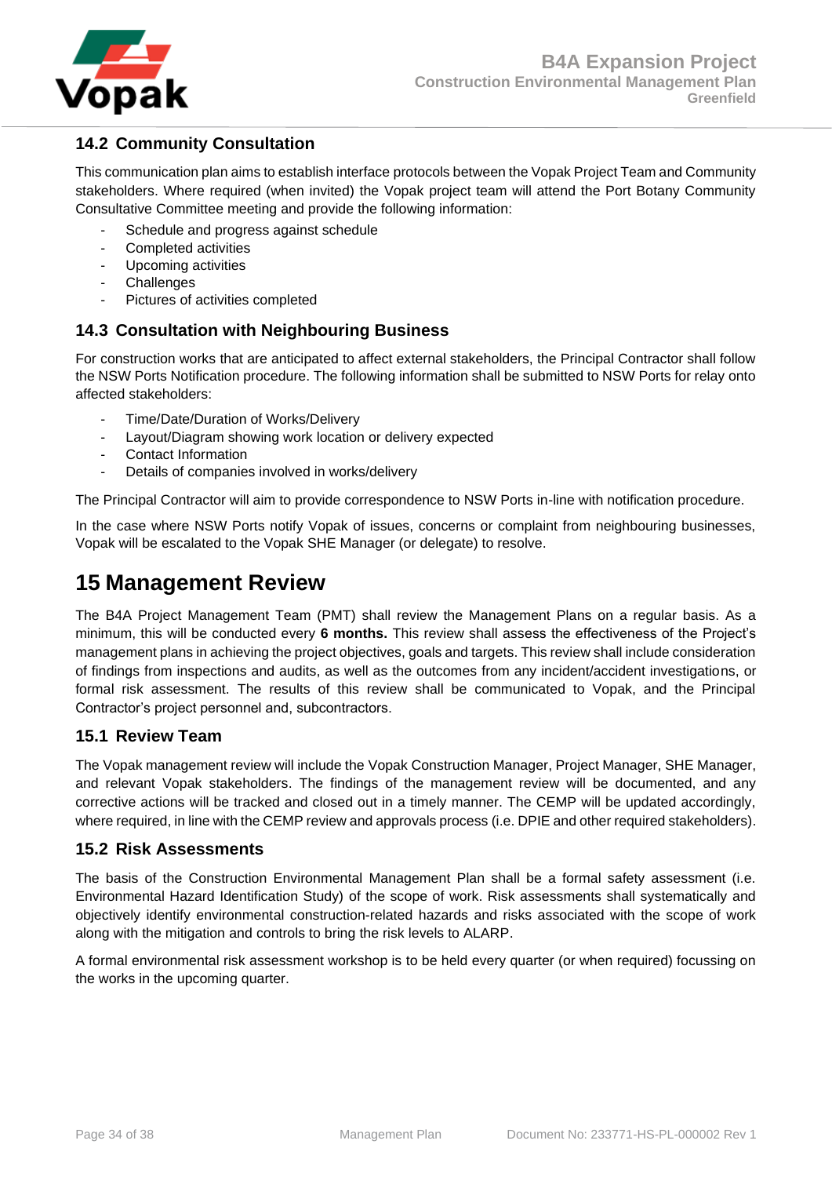## 14.2 Community Consultation

This communication plan aims to establish interface protocols between the Vopak Project Team and Community stakeholders. Where required (when invited) the Vopak project team will attend the Port Botany Community Consultative Committee meeting and provide the following information:

- Schedule and progress against schedule
- Completed activities
- Upcoming activities
- Challenges
- Pictures of activities completed

## 14.3 Consultation with Neighbouring Business

For construction works that are anticipated to affect external stakeholders, the Principal Contractor shall follow the NSW Ports Notification procedure. The following information shall be submitted to NSW Ports for relay onto affected stakeholders:

- Time/Date/Duration of Works/Delivery
- Layout/Diagram showing work location or delivery expected
- Contact Information
- Details of companies involved in works/delivery

The Principal Contractor will aim to provide correspondence to NSW Ports in-line with notification procedure.

In the case where NSW Ports notify Vopak of issues, concerns or complaint from neighbouring businesses, Vopak will be escalated to the Vopak SHE Manager (or delegate) to resolve.

# 15 Management Review

The B4A Project Management Team (PMT) shall review the Management Plans on a regular basis. As a minimum, this will be conducted every **6 months.** This review shall assess the effectiveness of the Project's management plans in achieving the project objectives, goals and targets. This review shall include consideration of findings from inspections and audits, as well as the outcomes from any incident/accident investigations, or formal risk assessment. The results of this review shall be communicated to Vopak, and the Principal Contractor's project personnel and, subcontractors.

## 15.1 Review Team

The Vopak management review will include the Vopak Construction Manager, Project Manager, SHE Manager, and relevant Vopak stakeholders. The findings of the management review will be documented, and any corrective actions will be tracked and closed out in a timely manner. The CEMP will be updated accordingly, where required, in line with the CEMP review and approvals process (i.e. DPIE and other required stakeholders).

## 15.2 Risk Assessments

The basis of the Construction Environmental Management Plan shall be a formal safety assessment (i.e. Environmental Hazard Identification Study) of the scope of work. Risk assessments shall systematically and objectively identify environmental construction-related hazards and risks associated with the scope of work along with the mitigation and controls to bring the risk levels to ALARP.

A formal environmental risk assessment workshop is to be held every quarter (or when required) focussing on the works in the upcoming quarter.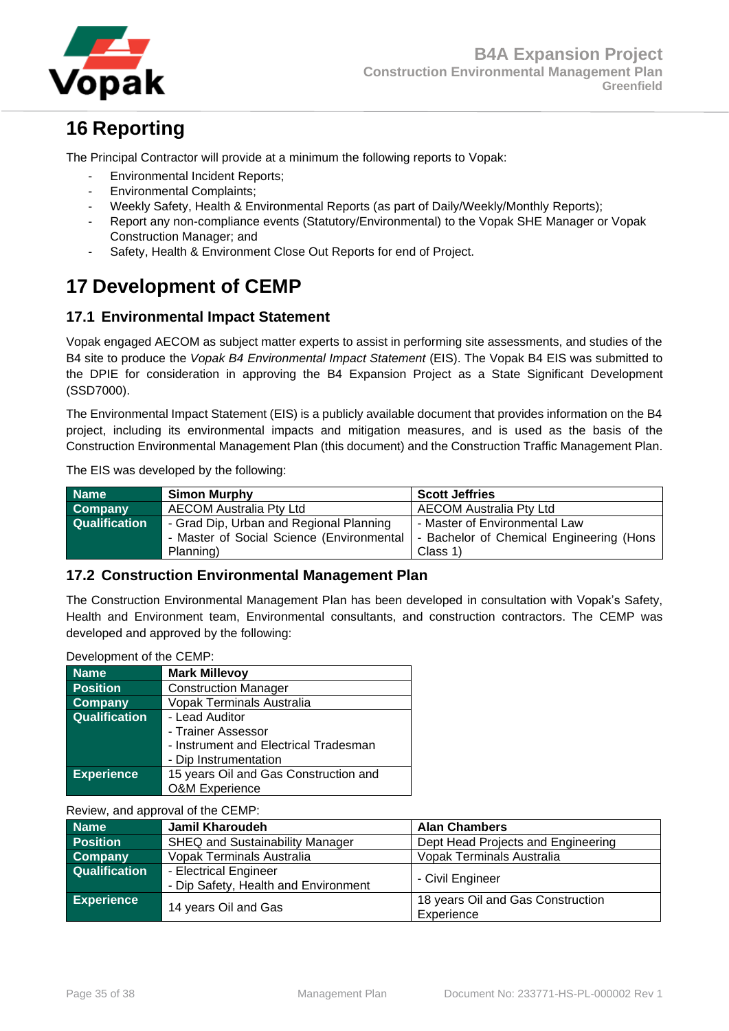# 16 Reporting

The Principal Contractor will provide at a minimum the following reports to Vopak:

- Environmental Incident Reports;
- Environmental Complaints;
- Weekly Safety, Health & Environmental Reports (as part of Daily/Weekly/Monthly Reports);
- Report any non-compliance events (Statutory/Environmental) to the Vopak SHE Manager or Vopak Construction Manager; and
- Safety, Health & Environment Close Out Reports for end of Project.

# 17 Development of CEMP

## 17.1 Environmental Impact Statement

Vopak engaged AECOM as subject matter experts to assist in performing site assessments, and studies of the B4 site to produce the *Vopak B4 Environmental Impact Statement* (EIS). The Vopak B4 EIS was submitted to the DPIE for consideration in approving the B4 Expansion Project as a State Significant Development (SSD7000).

The Environmental Impact Statement (EIS) is a publicly available document that provides information on the B4 project, including its environmental impacts and mitigation measures, and is used as the basis of the Construction Environmental Management Plan (this document) and the Construction Traffic Management Plan.

The EIS was developed by the following:

| **Name** | **Simon Murphy** | **Scott Jeffries** |
|---|---|---|
| **Company** | AECOM Australia Pty Ltd | AECOM Australia Pty Ltd |
| **Qualification** | - Grad Dip, Urban and Regional Planning<br>- Master of Social Science (Environmental Planning) | - Master of Environmental Law<br>- Bachelor of Chemical Engineering (Hons Class 1) |

## 17.2 Construction Environmental Management Plan

The Construction Environmental Management Plan has been developed in consultation with Vopak's Safety, Health and Environment team, Environmental consultants, and construction contractors. The CEMP was developed and approved by the following:

Development of the CEMP:

| **Name** | **Mark Millevoy** |
|---|---|
| **Position** | Construction Manager |
| **Company** | Vopak Terminals Australia |
| **Qualification** | - Lead Auditor<br>- Trainer Assessor<br>- Instrument and Electrical Tradesman<br>- Dip Instrumentation |
| **Experience** | 15 years Oil and Gas Construction and O&M Experience |

Review, and approval of the CEMP:

| **Name** | **Jamil Kharoudeh** | **Alan Chambers** |
|---|---|---|
| **Position** | SHEQ and Sustainability Manager | Dept Head Projects and Engineering |
| **Company** | Vopak Terminals Australia | Vopak Terminals Australia |
| **Qualification** | - Electrical Engineer<br>- Dip Safety, Health and Environment | - Civil Engineer |
| **Experience** | 14 years Oil and Gas | 18 years Oil and Gas Construction Experience |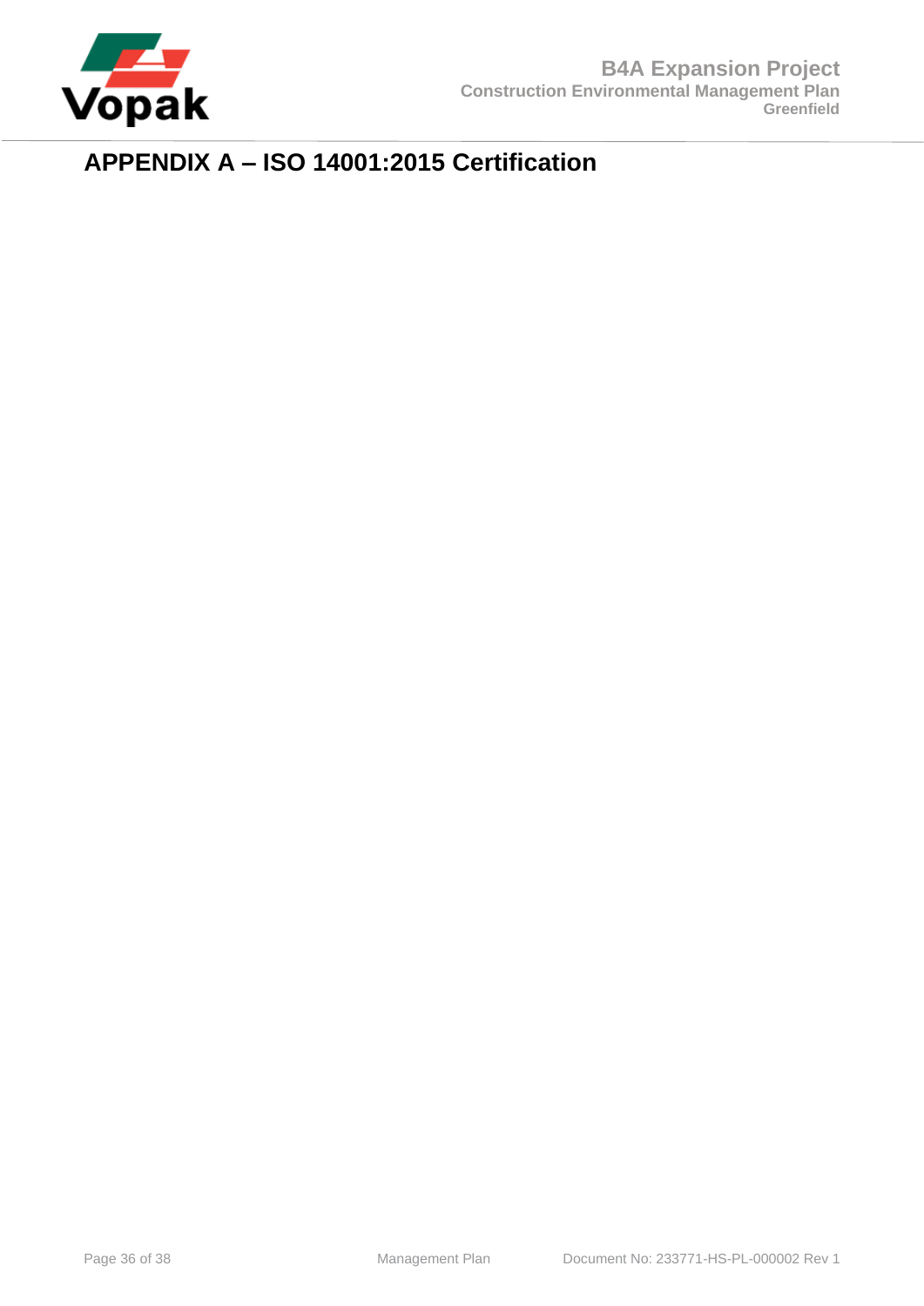# APPENDIX A – ISO 14001:2015 Certification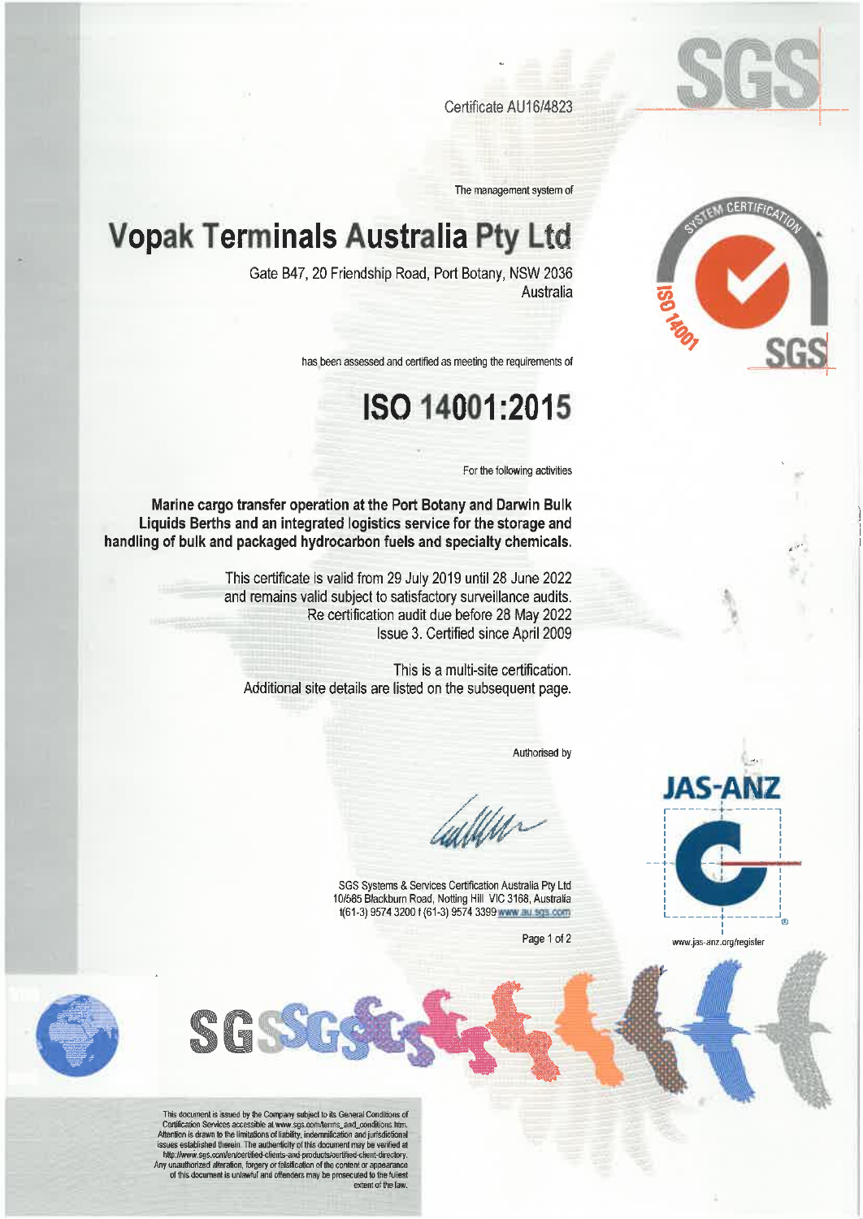Certificate AU16/4823

The management system of

# Vopak Terminals Australia Pty Ltd

Gate B47, 20 Friendship Road, Port Botany, NSW 2036
Australia

has been assessed and certified as meeting the requirements of

# ISO 14001:2015

For the following activities

**Marine cargo transfer operation at the Port Botany and Darwin Bulk Liquids Berths and an integrated logistics service for the storage and handling of bulk and packaged hydrocarbon fuels and specialty chemicals.**

This certificate is valid from 29 July 2019 until 28 June 2022
and remains valid subject to satisfactory surveillance audits.
Re certification audit due before 28 May 2022
Issue 3. Certified since April 2009

This is a multi-site certification.
Additional site details are listed on the subsequent page.

Authorised by

SGS Systems & Services Certification Australia Pty Ltd
10/585 Blackburn Road, Notting Hill VIC 3168, Australia
t(61-3) 9574 3200 f (61-3) 9574 3399 www.au.sgs.com

www.jas-anz.org/register

This document is issued by the Company subject to its General Conditions of Certification Services accessible at www.sgs.com/terms_and_conditions.htm. Attention is drawn to the limitations of liability, indemnification and jurisdictional issues established therein. The authenticity of this document may be verified at http://www.sgs.com/en/certified-clients-and-products/certified-client-directory. Any unauthorized alteration, forgery or falsification of the content or appearance of this document is unlawful and offenders may be prosecuted to the fullest extent of the law.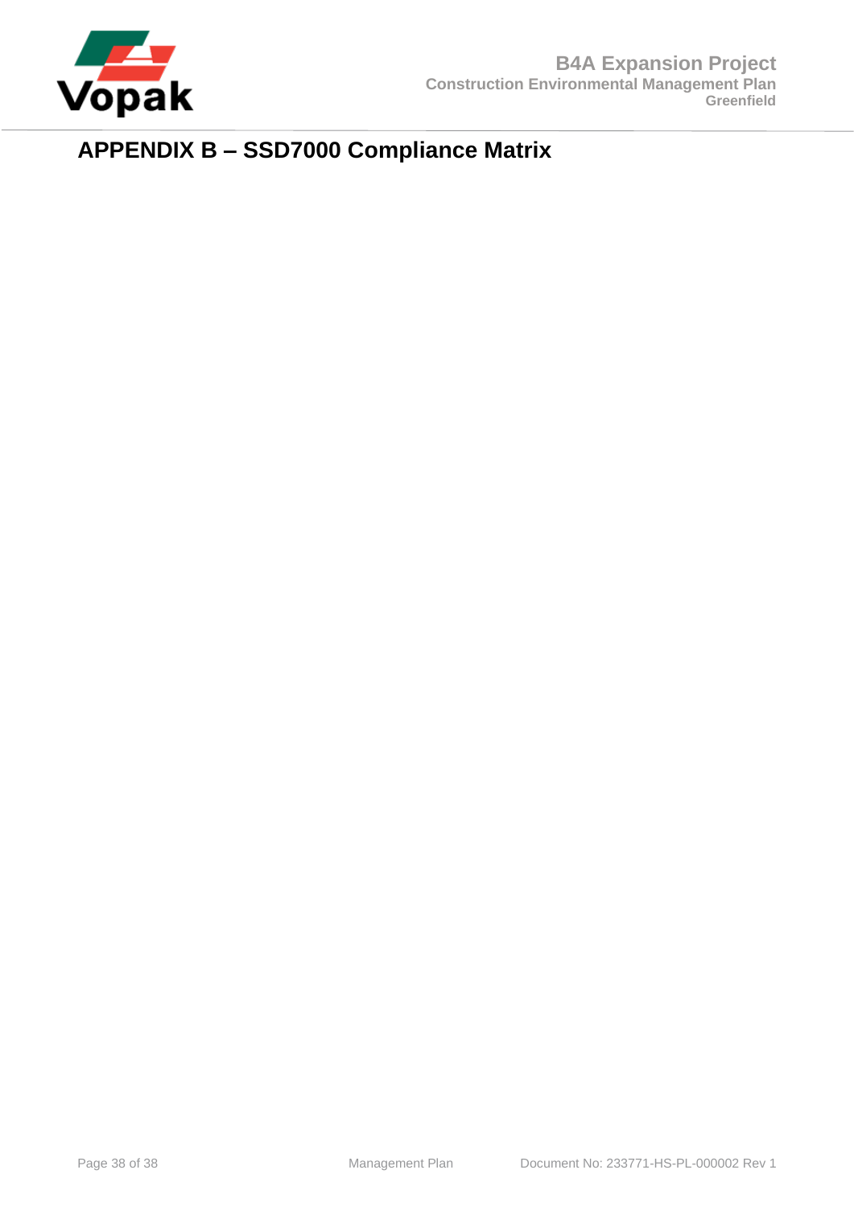# APPENDIX B – SSD7000 Compliance Matrix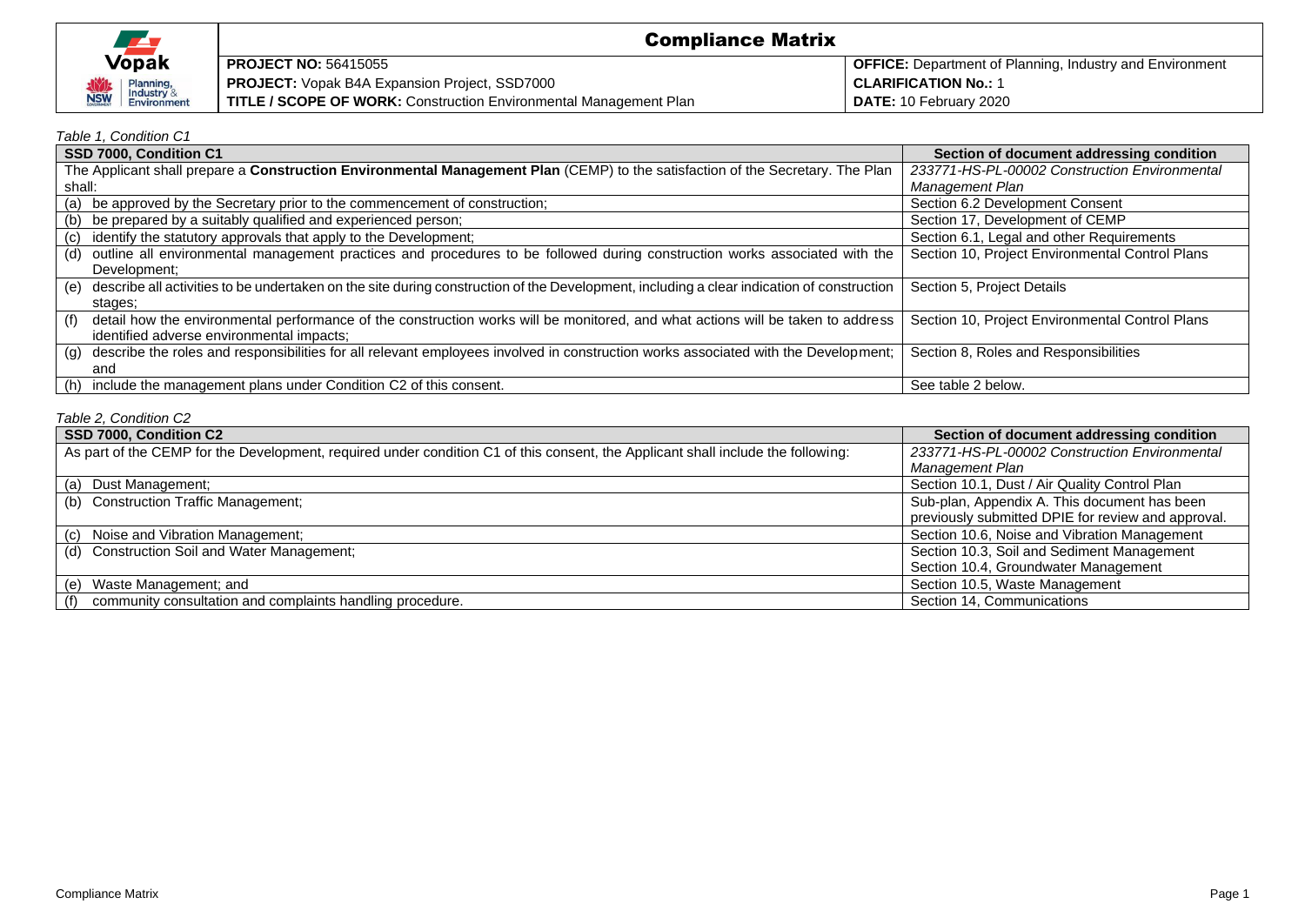# Compliance Matrix

| | |
|---|---|
| **PROJECT NO:** 56415055 | **OFFICE:** Department of Planning, Industry and Environment |
| **PROJECT:** Vopak B4A Expansion Project, SSD7000 | **CLARIFICATION No.:** 1 |
| **TITLE / SCOPE OF WORK:** Construction Environmental Management Plan | **DATE:** 10 February 2020 |

*Table 1, Condition C1*

| SSD 7000, Condition C1 | Section of document addressing condition |
|---|---|
| The Applicant shall prepare a **Construction Environmental Management Plan** (CEMP) to the satisfaction of the Secretary. The Plan shall: | *233771-HS-PL-00002 Construction Environmental Management Plan* |
| (a) be approved by the Secretary prior to the commencement of construction; | Section 6.2 Development Consent |
| (b) be prepared by a suitably qualified and experienced person; | Section 17, Development of CEMP |
| (c) identify the statutory approvals that apply to the Development; | Section 6.1, Legal and other Requirements |
| (d) outline all environmental management practices and procedures to be followed during construction works associated with the Development; | Section 10, Project Environmental Control Plans |
| (e) describe all activities to be undertaken on the site during construction of the Development, including a clear indication of construction stages; | Section 5, Project Details |
| (f) detail how the environmental performance of the construction works will be monitored, and what actions will be taken to address identified adverse environmental impacts; | Section 10, Project Environmental Control Plans |
| (g) describe the roles and responsibilities for all relevant employees involved in construction works associated with the Development; and | Section 8, Roles and Responsibilities |
| (h) include the management plans under Condition C2 of this consent. | See table 2 below. |

*Table 2, Condition C2*

| SSD 7000, Condition C2 | Section of document addressing condition |
|---|---|
| As part of the CEMP for the Development, required under condition C1 of this consent, the Applicant shall include the following: | *233771-HS-PL-00002 Construction Environmental Management Plan* |
| (a) Dust Management; | Section 10.1, Dust / Air Quality Control Plan |
| (b) Construction Traffic Management; | Sub-plan, Appendix A. This document has been previously submitted DPIE for review and approval. |
| (c) Noise and Vibration Management; | Section 10.6, Noise and Vibration Management |
| (d) Construction Soil and Water Management; | Section 10.3, Soil and Sediment Management<br>Section 10.4, Groundwater Management |
| (e) Waste Management; and | Section 10.5, Waste Management |
| (f) community consultation and complaints handling procedure. | Section 14, Communications |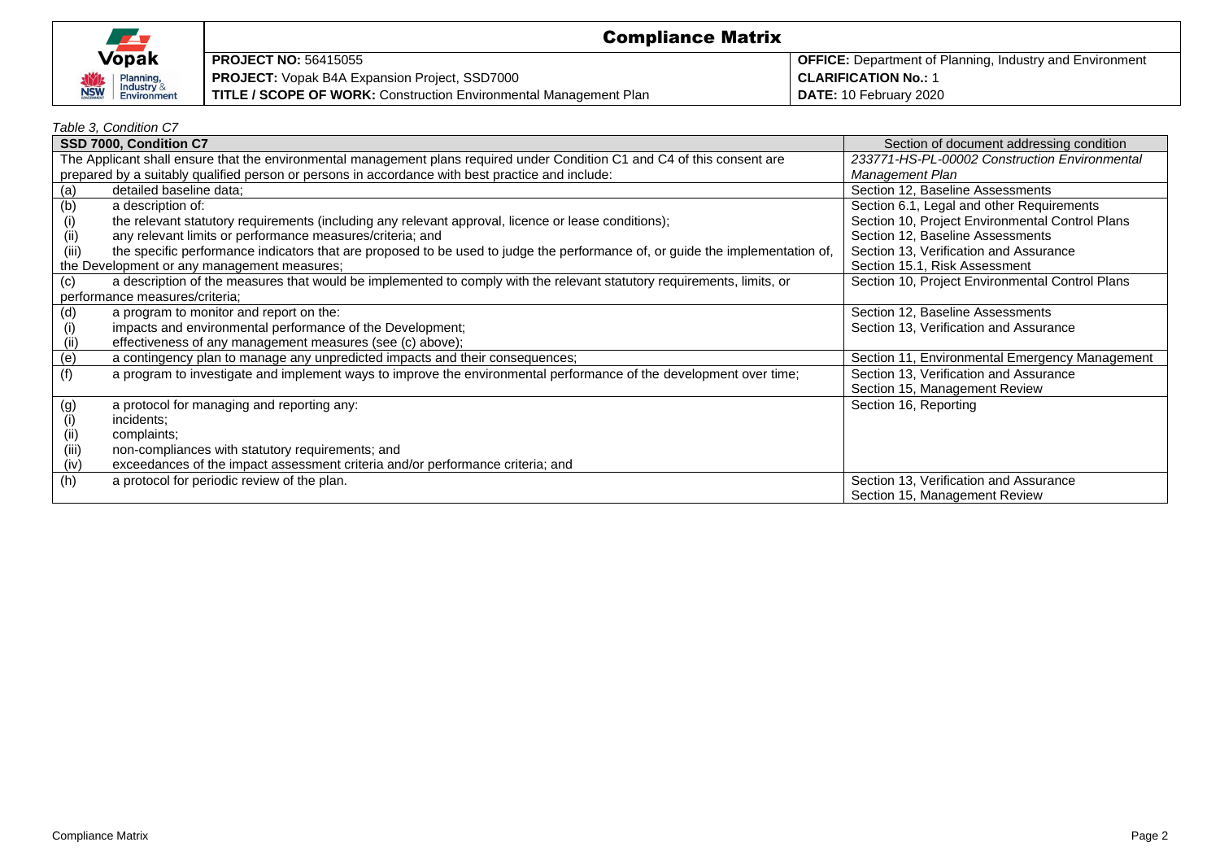# Compliance Matrix

| | |
|---|---|
| **PROJECT NO:** 56415055 | **OFFICE:** Department of Planning, Industry and Environment |
| **PROJECT:** Vopak B4A Expansion Project, SSD7000 | **CLARIFICATION No.:** 1 |
| **TITLE / SCOPE OF WORK:** Construction Environmental Management Plan | **DATE:** 10 February 2020 |

*Table 3, Condition C7*

| **SSD 7000, Condition C7** | Section of document addressing condition |
|---|---|
| The Applicant shall ensure that the environmental management plans required under Condition C1 and C4 of this consent are prepared by a suitably qualified person or persons in accordance with best practice and include: | *233771-HS-PL-00002 Construction Environmental Management Plan* |
| (a) detailed baseline data; | Section 12, Baseline Assessments |
| (b) a description of:<br>(i) the relevant statutory requirements (including any relevant approval, licence or lease conditions);<br>(ii) any relevant limits or performance measures/criteria; and<br>(iii) the specific performance indicators that are proposed to be used to judge the performance of, or guide the implementation of, the Development or any management measures; | Section 6.1, Legal and other Requirements<br>Section 10, Project Environmental Control Plans<br>Section 12, Baseline Assessments<br>Section 13, Verification and Assurance<br>Section 15.1, Risk Assessment |
| (c) a description of the measures that would be implemented to comply with the relevant statutory requirements, limits, or performance measures/criteria; | Section 10, Project Environmental Control Plans |
| (d) a program to monitor and report on the:<br>(i) impacts and environmental performance of the Development;<br>(ii) effectiveness of any management measures (see (c) above); | Section 12, Baseline Assessments<br>Section 13, Verification and Assurance |
| (e) a contingency plan to manage any unpredicted impacts and their consequences; | Section 11, Environmental Emergency Management |
| (f) a program to investigate and implement ways to improve the environmental performance of the development over time; | Section 13, Verification and Assurance<br>Section 15, Management Review |
| (g) a protocol for managing and reporting any:<br>(i) incidents;<br>(ii) complaints;<br>(iii) non-compliances with statutory requirements; and<br>(iv) exceedances of the impact assessment criteria and/or performance criteria; and | Section 16, Reporting |
| (h) a protocol for periodic review of the plan. | Section 13, Verification and Assurance<br>Section 15, Management Review |